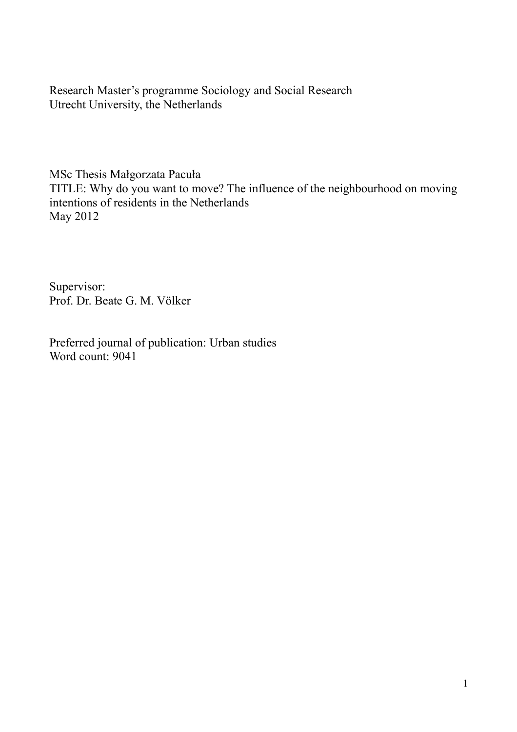Research Master's programme Sociology and Social Research
Utrecht University, the Netherlands

MSc Thesis Małgorzata Pacuła
TITLE: Why do you want to move? The influence of the neighbourhood on moving intentions of residents in the Netherlands
May 2012

Supervisor:
Prof. Dr. Beate G. M. Völker

Preferred journal of publication: Urban studies
Word count: 9041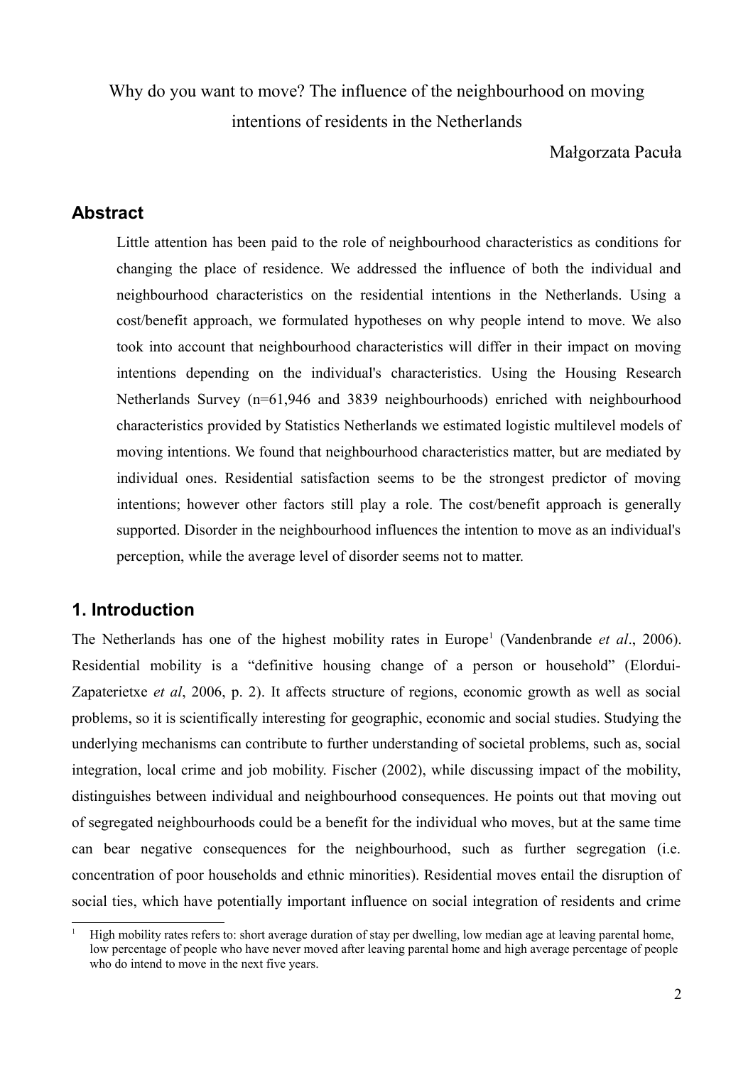Why do you want to move? The influence of the neighbourhood on moving intentions of residents in the Netherlands

Małgorzata Pacuła

## Abstract

Little attention has been paid to the role of neighbourhood characteristics as conditions for changing the place of residence. We addressed the influence of both the individual and neighbourhood characteristics on the residential intentions in the Netherlands. Using a cost/benefit approach, we formulated hypotheses on why people intend to move. We also took into account that neighbourhood characteristics will differ in their impact on moving intentions depending on the individual's characteristics. Using the Housing Research Netherlands Survey (n=61,946 and 3839 neighbourhoods) enriched with neighbourhood characteristics provided by Statistics Netherlands we estimated logistic multilevel models of moving intentions. We found that neighbourhood characteristics matter, but are mediated by individual ones. Residential satisfaction seems to be the strongest predictor of moving intentions; however other factors still play a role. The cost/benefit approach is generally supported. Disorder in the neighbourhood influences the intention to move as an individual's perception, while the average level of disorder seems not to matter.

## 1. Introduction

The Netherlands has one of the highest mobility rates in Europe[1] (Vandenbrande *et al*., 2006). Residential mobility is a "definitive housing change of a person or household" (Elordui-Zapaterietxe *et al*, 2006, p. 2). It affects structure of regions, economic growth as well as social problems, so it is scientifically interesting for geographic, economic and social studies. Studying the underlying mechanisms can contribute to further understanding of societal problems, such as, social integration, local crime and job mobility. Fischer (2002), while discussing impact of the mobility, distinguishes between individual and neighbourhood consequences. He points out that moving out of segregated neighbourhoods could be a benefit for the individual who moves, but at the same time can bear negative consequences for the neighbourhood, such as further segregation (i.e. concentration of poor households and ethnic minorities). Residential moves entail the disruption of social ties, which have potentially important influence on social integration of residents and crime

[1] High mobility rates refers to: short average duration of stay per dwelling, low median age at leaving parental home, low percentage of people who have never moved after leaving parental home and high average percentage of people who do intend to move in the next five years.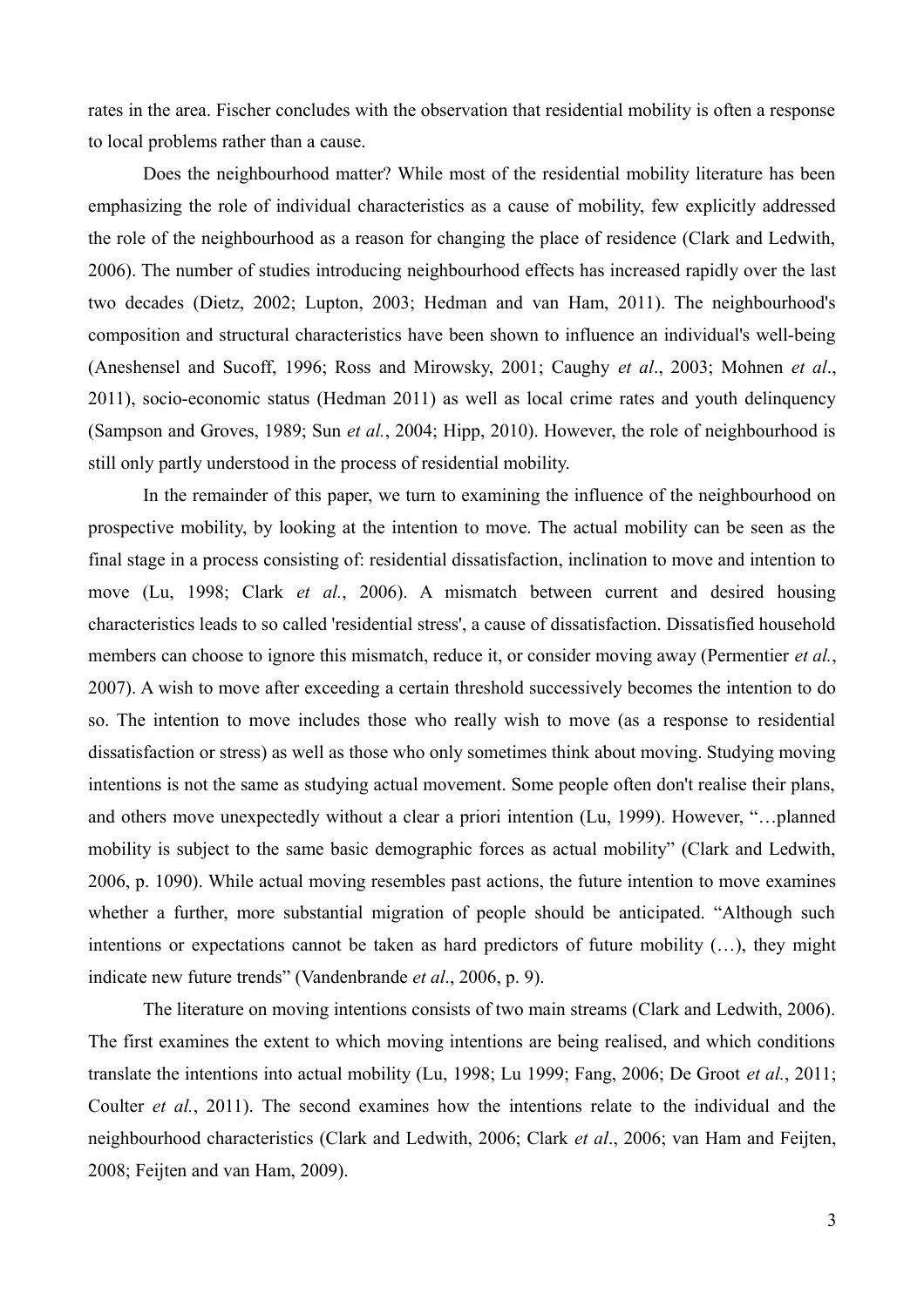rates in the area. Fischer concludes with the observation that residential mobility is often a response to local problems rather than a cause.

Does the neighbourhood matter? While most of the residential mobility literature has been emphasizing the role of individual characteristics as a cause of mobility, few explicitly addressed the role of the neighbourhood as a reason for changing the place of residence (Clark and Ledwith, 2006). The number of studies introducing neighbourhood effects has increased rapidly over the last two decades (Dietz, 2002; Lupton, 2003; Hedman and van Ham, 2011). The neighbourhood's composition and structural characteristics have been shown to influence an individual's well-being (Aneshensel and Sucoff, 1996; Ross and Mirowsky, 2001; Caughy *et al*., 2003; Mohnen *et al*., 2011), socio-economic status (Hedman 2011) as well as local crime rates and youth delinquency (Sampson and Groves, 1989; Sun *et al.*, 2004; Hipp, 2010). However, the role of neighbourhood is still only partly understood in the process of residential mobility.

In the remainder of this paper, we turn to examining the influence of the neighbourhood on prospective mobility, by looking at the intention to move. The actual mobility can be seen as the final stage in a process consisting of: residential dissatisfaction, inclination to move and intention to move (Lu, 1998; Clark *et al.*, 2006). A mismatch between current and desired housing characteristics leads to so called 'residential stress', a cause of dissatisfaction. Dissatisfied household members can choose to ignore this mismatch, reduce it, or consider moving away (Permentier *et al.*, 2007). A wish to move after exceeding a certain threshold successively becomes the intention to do so. The intention to move includes those who really wish to move (as a response to residential dissatisfaction or stress) as well as those who only sometimes think about moving. Studying moving intentions is not the same as studying actual movement. Some people often don't realise their plans, and others move unexpectedly without a clear a priori intention (Lu, 1999). However, "…planned mobility is subject to the same basic demographic forces as actual mobility" (Clark and Ledwith, 2006, p. 1090). While actual moving resembles past actions, the future intention to move examines whether a further, more substantial migration of people should be anticipated. "Although such intentions or expectations cannot be taken as hard predictors of future mobility (…), they might indicate new future trends" (Vandenbrande *et al*., 2006, p. 9).

The literature on moving intentions consists of two main streams (Clark and Ledwith, 2006). The first examines the extent to which moving intentions are being realised, and which conditions translate the intentions into actual mobility (Lu, 1998; Lu 1999; Fang, 2006; De Groot *et al.*, 2011; Coulter *et al.*, 2011). The second examines how the intentions relate to the individual and the neighbourhood characteristics (Clark and Ledwith, 2006; Clark *et al*., 2006; van Ham and Feijten, 2008; Feijten and van Ham, 2009).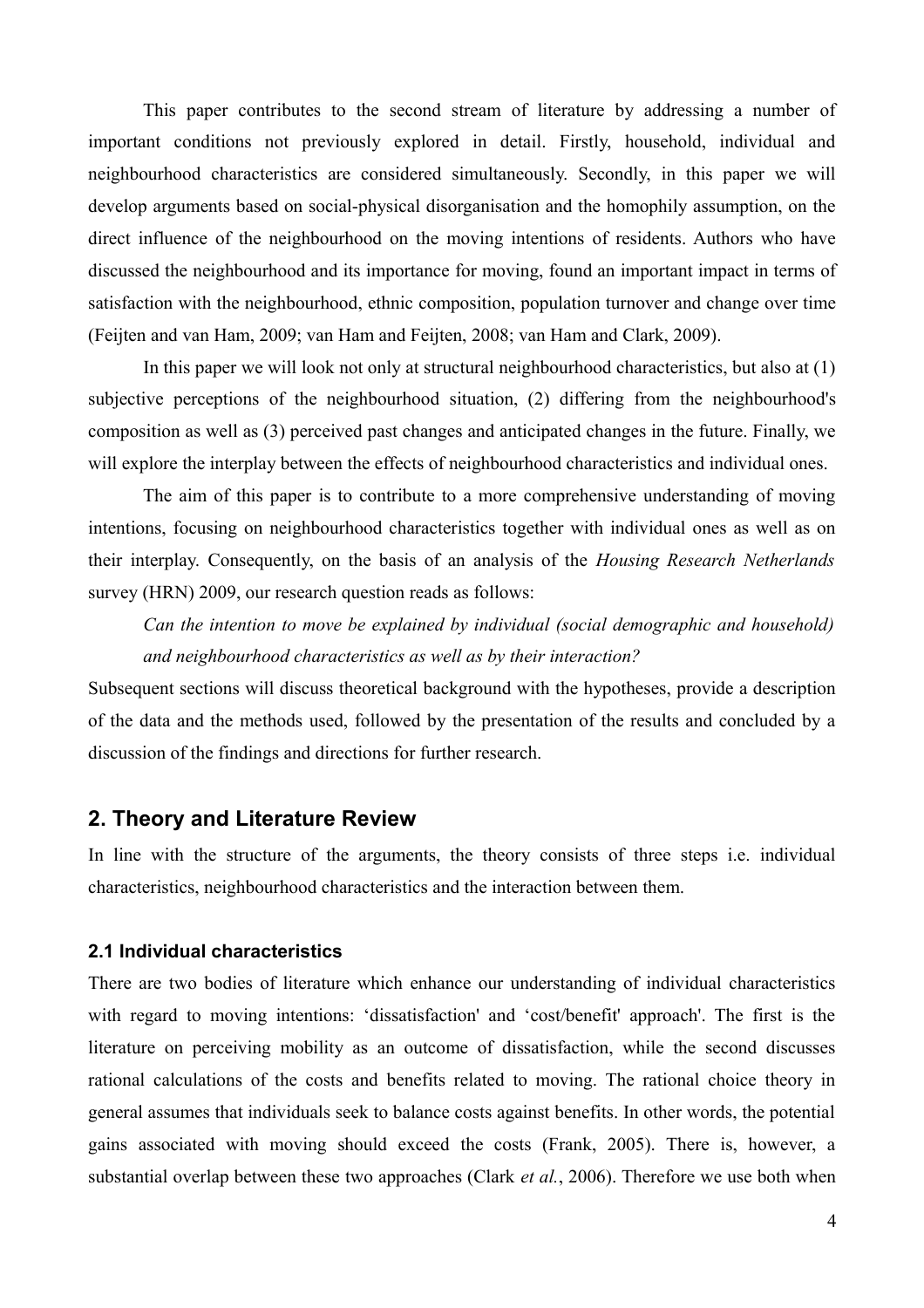This paper contributes to the second stream of literature by addressing a number of important conditions not previously explored in detail. Firstly, household, individual and neighbourhood characteristics are considered simultaneously. Secondly, in this paper we will develop arguments based on social-physical disorganisation and the homophily assumption, on the direct influence of the neighbourhood on the moving intentions of residents. Authors who have discussed the neighbourhood and its importance for moving, found an important impact in terms of satisfaction with the neighbourhood, ethnic composition, population turnover and change over time (Feijten and van Ham, 2009; van Ham and Feijten, 2008; van Ham and Clark, 2009).

In this paper we will look not only at structural neighbourhood characteristics, but also at (1) subjective perceptions of the neighbourhood situation, (2) differing from the neighbourhood's composition as well as (3) perceived past changes and anticipated changes in the future. Finally, we will explore the interplay between the effects of neighbourhood characteristics and individual ones.

The aim of this paper is to contribute to a more comprehensive understanding of moving intentions, focusing on neighbourhood characteristics together with individual ones as well as on their interplay. Consequently, on the basis of an analysis of the *Housing Research Netherlands* survey (HRN) 2009, our research question reads as follows:

*Can the intention to move be explained by individual (social demographic and household) and neighbourhood characteristics as well as by their interaction?*

Subsequent sections will discuss theoretical background with the hypotheses, provide a description of the data and the methods used, followed by the presentation of the results and concluded by a discussion of the findings and directions for further research.

## 2. Theory and Literature Review

In line with the structure of the arguments, the theory consists of three steps i.e. individual characteristics, neighbourhood characteristics and the interaction between them.

### 2.1 Individual characteristics

There are two bodies of literature which enhance our understanding of individual characteristics with regard to moving intentions: 'dissatisfaction' and 'cost/benefit' approach'. The first is the literature on perceiving mobility as an outcome of dissatisfaction, while the second discusses rational calculations of the costs and benefits related to moving. The rational choice theory in general assumes that individuals seek to balance costs against benefits. In other words, the potential gains associated with moving should exceed the costs (Frank, 2005). There is, however, a substantial overlap between these two approaches (Clark *et al.*, 2006). Therefore we use both when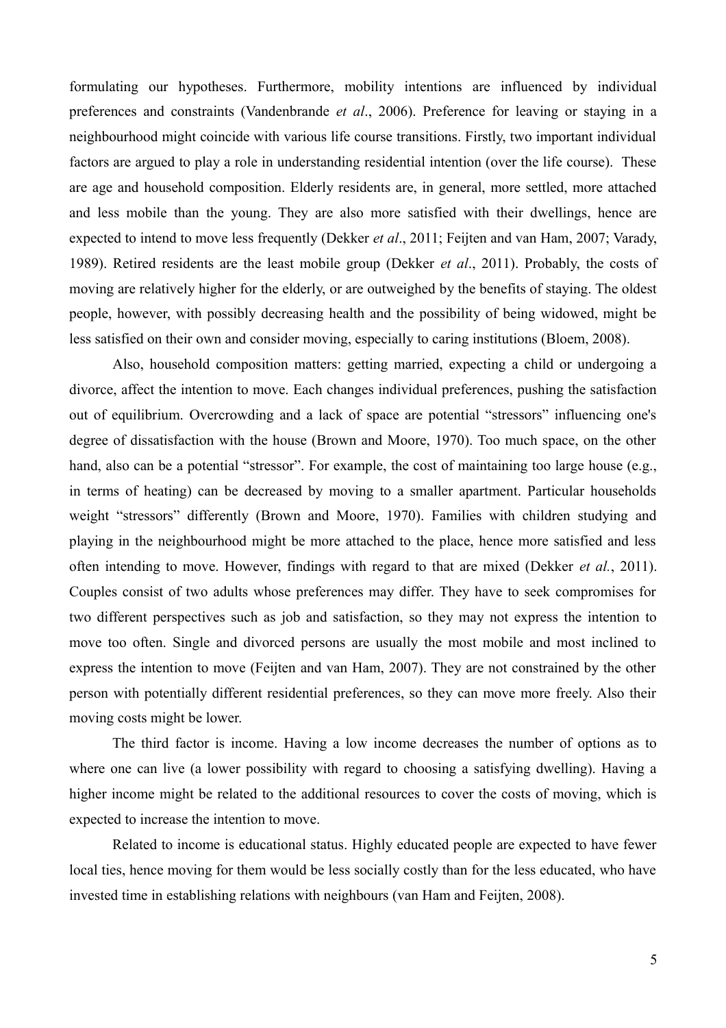formulating our hypotheses. Furthermore, mobility intentions are influenced by individual preferences and constraints (Vandenbrande *et al*., 2006). Preference for leaving or staying in a neighbourhood might coincide with various life course transitions. Firstly, two important individual factors are argued to play a role in understanding residential intention (over the life course). These are age and household composition. Elderly residents are, in general, more settled, more attached and less mobile than the young. They are also more satisfied with their dwellings, hence are expected to intend to move less frequently (Dekker *et al*., 2011; Feijten and van Ham, 2007; Varady, 1989). Retired residents are the least mobile group (Dekker *et al*., 2011). Probably, the costs of moving are relatively higher for the elderly, or are outweighed by the benefits of staying. The oldest people, however, with possibly decreasing health and the possibility of being widowed, might be less satisfied on their own and consider moving, especially to caring institutions (Bloem, 2008).

Also, household composition matters: getting married, expecting a child or undergoing a divorce, affect the intention to move. Each changes individual preferences, pushing the satisfaction out of equilibrium. Overcrowding and a lack of space are potential "stressors" influencing one's degree of dissatisfaction with the house (Brown and Moore, 1970). Too much space, on the other hand, also can be a potential "stressor". For example, the cost of maintaining too large house (e.g., in terms of heating) can be decreased by moving to a smaller apartment. Particular households weight "stressors" differently (Brown and Moore, 1970). Families with children studying and playing in the neighbourhood might be more attached to the place, hence more satisfied and less often intending to move. However, findings with regard to that are mixed (Dekker *et al.*, 2011). Couples consist of two adults whose preferences may differ. They have to seek compromises for two different perspectives such as job and satisfaction, so they may not express the intention to move too often. Single and divorced persons are usually the most mobile and most inclined to express the intention to move (Feijten and van Ham, 2007). They are not constrained by the other person with potentially different residential preferences, so they can move more freely. Also their moving costs might be lower.

The third factor is income. Having a low income decreases the number of options as to where one can live (a lower possibility with regard to choosing a satisfying dwelling). Having a higher income might be related to the additional resources to cover the costs of moving, which is expected to increase the intention to move.

Related to income is educational status. Highly educated people are expected to have fewer local ties, hence moving for them would be less socially costly than for the less educated, who have invested time in establishing relations with neighbours (van Ham and Feijten, 2008).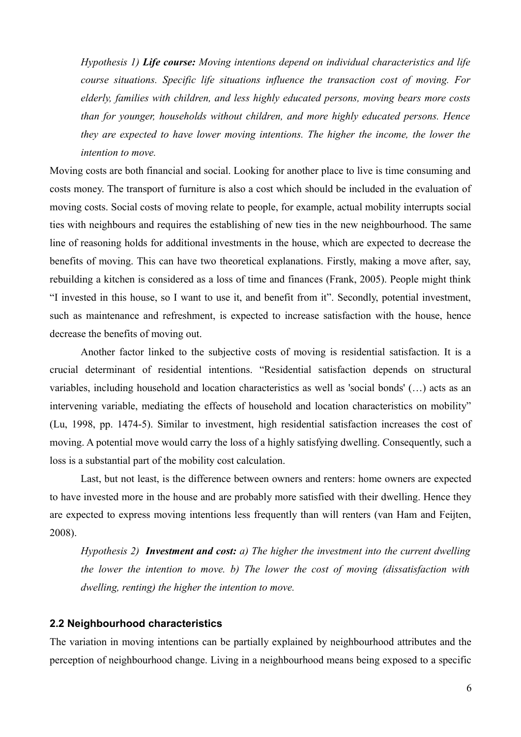*Hypothesis 1)* ***Life course:*** *Moving intentions depend on individual characteristics and life course situations. Specific life situations influence the transaction cost of moving. For elderly, families with children, and less highly educated persons, moving bears more costs than for younger, households without children, and more highly educated persons. Hence they are expected to have lower moving intentions. The higher the income, the lower the intention to move.*

Moving costs are both financial and social. Looking for another place to live is time consuming and costs money. The transport of furniture is also a cost which should be included in the evaluation of moving costs. Social costs of moving relate to people, for example, actual mobility interrupts social ties with neighbours and requires the establishing of new ties in the new neighbourhood. The same line of reasoning holds for additional investments in the house, which are expected to decrease the benefits of moving. This can have two theoretical explanations. Firstly, making a move after, say, rebuilding a kitchen is considered as a loss of time and finances (Frank, 2005). People might think "I invested in this house, so I want to use it, and benefit from it". Secondly, potential investment, such as maintenance and refreshment, is expected to increase satisfaction with the house, hence decrease the benefits of moving out.

Another factor linked to the subjective costs of moving is residential satisfaction. It is a crucial determinant of residential intentions. "Residential satisfaction depends on structural variables, including household and location characteristics as well as 'social bonds' (…) acts as an intervening variable, mediating the effects of household and location characteristics on mobility" (Lu, 1998, pp. 1474-5). Similar to investment, high residential satisfaction increases the cost of moving. A potential move would carry the loss of a highly satisfying dwelling. Consequently, such a loss is a substantial part of the mobility cost calculation.

Last, but not least, is the difference between owners and renters: home owners are expected to have invested more in the house and are probably more satisfied with their dwelling. Hence they are expected to express moving intentions less frequently than will renters (van Ham and Feijten, 2008).

*Hypothesis 2)* ***Investment and cost:*** *a) The higher the investment into the current dwelling the lower the intention to move. b) The lower the cost of moving (dissatisfaction with dwelling, renting) the higher the intention to move.*

### 2.2 Neighbourhood characteristics

The variation in moving intentions can be partially explained by neighbourhood attributes and the perception of neighbourhood change. Living in a neighbourhood means being exposed to a specific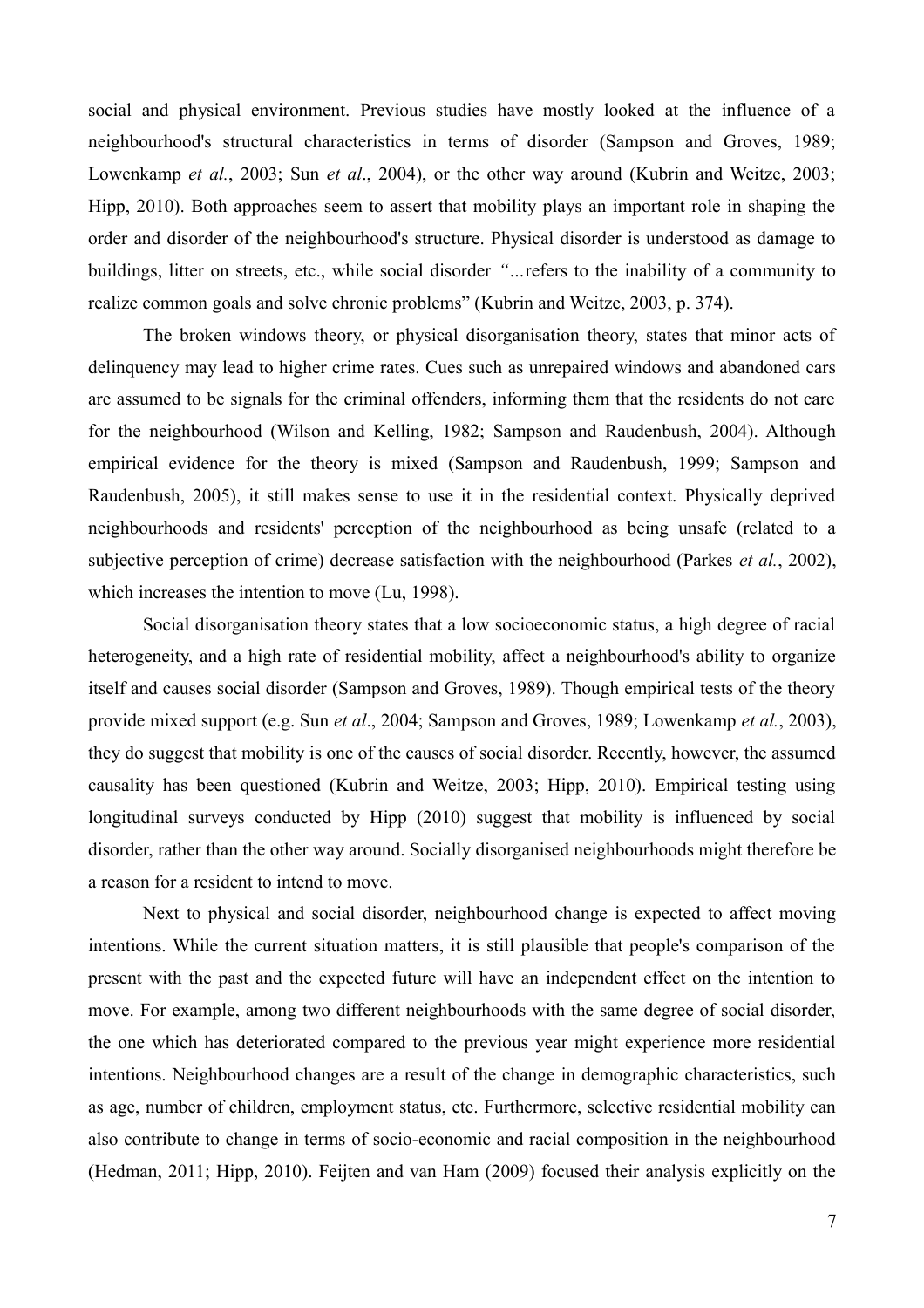social and physical environment. Previous studies have mostly looked at the influence of a neighbourhood's structural characteristics in terms of disorder (Sampson and Groves, 1989; Lowenkamp *et al.*, 2003; Sun *et al*., 2004), or the other way around (Kubrin and Weitze, 2003; Hipp, 2010). Both approaches seem to assert that mobility plays an important role in shaping the order and disorder of the neighbourhood's structure. Physical disorder is understood as damage to buildings, litter on streets, etc., while social disorder *"*...refers to the inability of a community to realize common goals and solve chronic problems" (Kubrin and Weitze, 2003, p. 374).

The broken windows theory, or physical disorganisation theory, states that minor acts of delinquency may lead to higher crime rates. Cues such as unrepaired windows and abandoned cars are assumed to be signals for the criminal offenders, informing them that the residents do not care for the neighbourhood (Wilson and Kelling, 1982; Sampson and Raudenbush, 2004). Although empirical evidence for the theory is mixed (Sampson and Raudenbush, 1999; Sampson and Raudenbush, 2005), it still makes sense to use it in the residential context. Physically deprived neighbourhoods and residents' perception of the neighbourhood as being unsafe (related to a subjective perception of crime) decrease satisfaction with the neighbourhood (Parkes *et al.*, 2002), which increases the intention to move (Lu, 1998).

Social disorganisation theory states that a low socioeconomic status, a high degree of racial heterogeneity, and a high rate of residential mobility, affect a neighbourhood's ability to organize itself and causes social disorder (Sampson and Groves, 1989). Though empirical tests of the theory provide mixed support (e.g. Sun *et al*., 2004; Sampson and Groves, 1989; Lowenkamp *et al.*, 2003), they do suggest that mobility is one of the causes of social disorder. Recently, however, the assumed causality has been questioned (Kubrin and Weitze, 2003; Hipp, 2010). Empirical testing using longitudinal surveys conducted by Hipp (2010) suggest that mobility is influenced by social disorder, rather than the other way around. Socially disorganised neighbourhoods might therefore be a reason for a resident to intend to move.

Next to physical and social disorder, neighbourhood change is expected to affect moving intentions. While the current situation matters, it is still plausible that people's comparison of the present with the past and the expected future will have an independent effect on the intention to move. For example, among two different neighbourhoods with the same degree of social disorder, the one which has deteriorated compared to the previous year might experience more residential intentions. Neighbourhood changes are a result of the change in demographic characteristics, such as age, number of children, employment status, etc. Furthermore, selective residential mobility can also contribute to change in terms of socio-economic and racial composition in the neighbourhood (Hedman, 2011; Hipp, 2010). Feijten and van Ham (2009) focused their analysis explicitly on the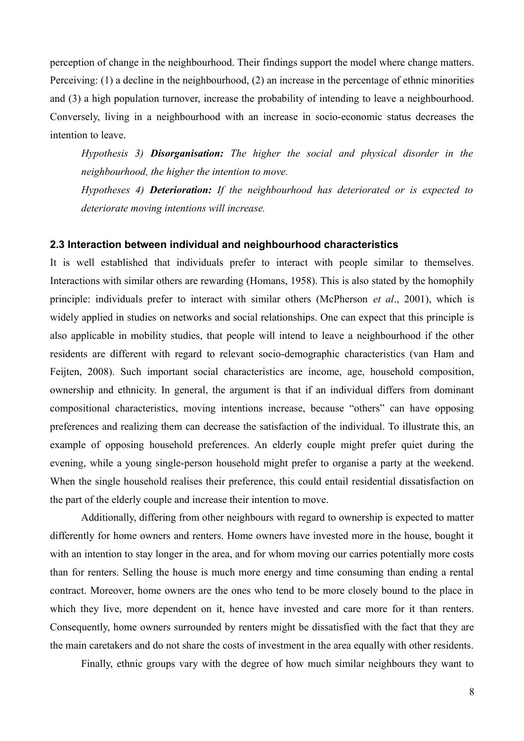perception of change in the neighbourhood. Their findings support the model where change matters. Perceiving: (1) a decline in the neighbourhood, (2) an increase in the percentage of ethnic minorities and (3) a high population turnover, increase the probability of intending to leave a neighbourhood. Conversely, living in a neighbourhood with an increase in socio-economic status decreases the intention to leave.

> *Hypothesis 3)* ***Disorganisation:*** *The higher the social and physical disorder in the neighbourhood, the higher the intention to move.*
>
> *Hypotheses 4)* ***Deterioration:*** *If the neighbourhood has deteriorated or is expected to deteriorate moving intentions will increase.*

### 2.3 Interaction between individual and neighbourhood characteristics

It is well established that individuals prefer to interact with people similar to themselves. Interactions with similar others are rewarding (Homans, 1958). This is also stated by the homophily principle: individuals prefer to interact with similar others (McPherson *et al*., 2001), which is widely applied in studies on networks and social relationships. One can expect that this principle is also applicable in mobility studies, that people will intend to leave a neighbourhood if the other residents are different with regard to relevant socio-demographic characteristics (van Ham and Feijten, 2008). Such important social characteristics are income, age, household composition, ownership and ethnicity. In general, the argument is that if an individual differs from dominant compositional characteristics, moving intentions increase, because “others” can have opposing preferences and realizing them can decrease the satisfaction of the individual. To illustrate this, an example of opposing household preferences. An elderly couple might prefer quiet during the evening, while a young single-person household might prefer to organise a party at the weekend. When the single household realises their preference, this could entail residential dissatisfaction on the part of the elderly couple and increase their intention to move.

Additionally, differing from other neighbours with regard to ownership is expected to matter differently for home owners and renters. Home owners have invested more in the house, bought it with an intention to stay longer in the area, and for whom moving our carries potentially more costs than for renters. Selling the house is much more energy and time consuming than ending a rental contract. Moreover, home owners are the ones who tend to be more closely bound to the place in which they live, more dependent on it, hence have invested and care more for it than renters. Consequently, home owners surrounded by renters might be dissatisfied with the fact that they are the main caretakers and do not share the costs of investment in the area equally with other residents.

Finally, ethnic groups vary with the degree of how much similar neighbours they want to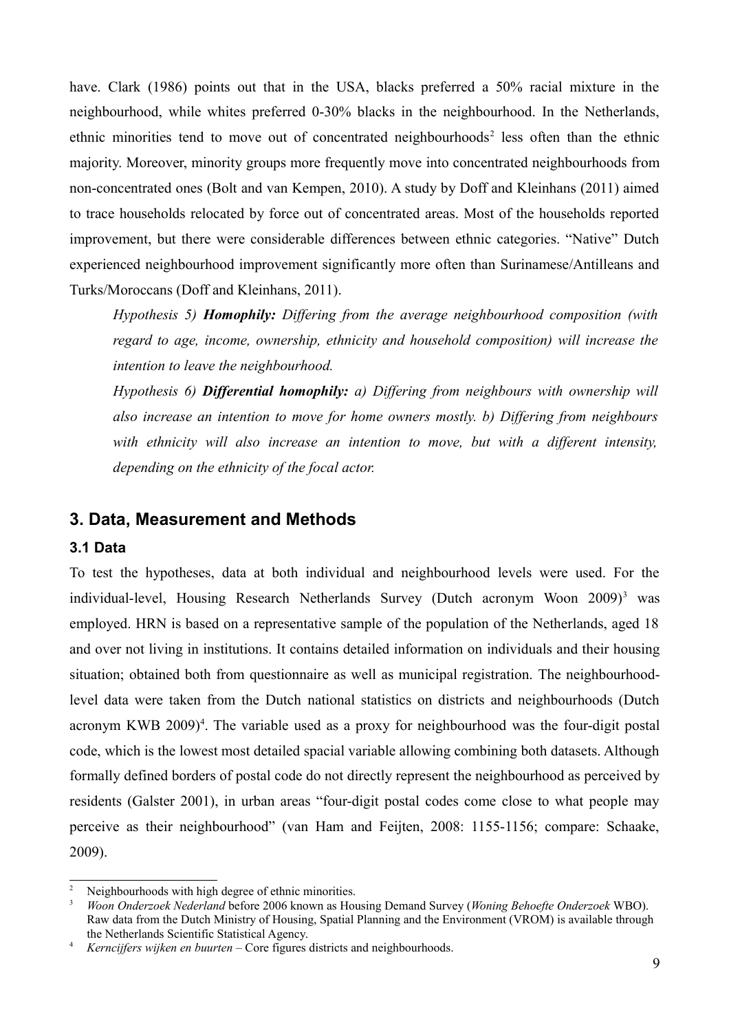have. Clark (1986) points out that in the USA, blacks preferred a 50% racial mixture in the neighbourhood, while whites preferred 0-30% blacks in the neighbourhood. In the Netherlands, ethnic minorities tend to move out of concentrated neighbourhoods[2] less often than the ethnic majority. Moreover, minority groups more frequently move into concentrated neighbourhoods from non-concentrated ones (Bolt and van Kempen, 2010). A study by Doff and Kleinhans (2011) aimed to trace households relocated by force out of concentrated areas. Most of the households reported improvement, but there were considerable differences between ethnic categories. "Native" Dutch experienced neighbourhood improvement significantly more often than Surinamese/Antilleans and Turks/Moroccans (Doff and Kleinhans, 2011).

> *Hypothesis 5)* ***Homophily:*** *Differing from the average neighbourhood composition (with regard to age, income, ownership, ethnicity and household composition) will increase the intention to leave the neighbourhood.*
>
> *Hypothesis 6)* ***Differential homophily:*** *a) Differing from neighbours with ownership will also increase an intention to move for home owners mostly. b) Differing from neighbours with ethnicity will also increase an intention to move, but with a different intensity, depending on the ethnicity of the focal actor.*

## 3. Data, Measurement and Methods

### 3.1 Data

To test the hypotheses, data at both individual and neighbourhood levels were used. For the individual-level, Housing Research Netherlands Survey (Dutch acronym Woon 2009)[3] was employed. HRN is based on a representative sample of the population of the Netherlands, aged 18 and over not living in institutions. It contains detailed information on individuals and their housing situation; obtained both from questionnaire as well as municipal registration. The neighbourhood-level data were taken from the Dutch national statistics on districts and neighbourhoods (Dutch acronym KWB 2009)[4]. The variable used as a proxy for neighbourhood was the four-digit postal code, which is the lowest most detailed spacial variable allowing combining both datasets. Although formally defined borders of postal code do not directly represent the neighbourhood as perceived by residents (Galster 2001), in urban areas "four-digit postal codes come close to what people may perceive as their neighbourhood" (van Ham and Feijten, 2008: 1155-1156; compare: Schaake, 2009).

---

[2] Neighbourhoods with high degree of ethnic minorities.

[3] *Woon Onderzoek Nederland* before 2006 known as Housing Demand Survey (*Woning Behoefte Onderzoek* WBO). Raw data from the Dutch Ministry of Housing, Spatial Planning and the Environment (VROM) is available through the Netherlands Scientific Statistical Agency.

[4] *Kerncijfers wijken en buurten* – Core figures districts and neighbourhoods.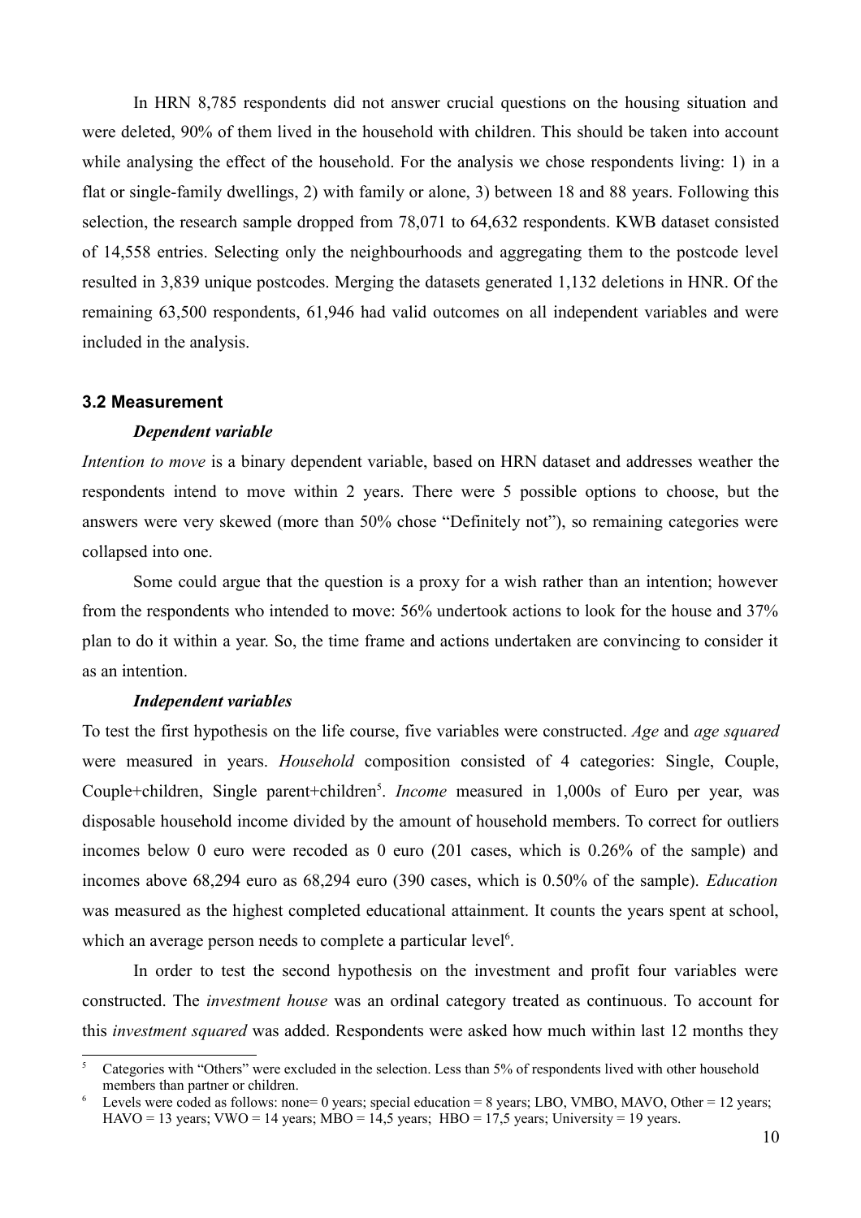In HRN 8,785 respondents did not answer crucial questions on the housing situation and were deleted, 90% of them lived in the household with children. This should be taken into account while analysing the effect of the household. For the analysis we chose respondents living: 1) in a flat or single-family dwellings, 2) with family or alone, 3) between 18 and 88 years. Following this selection, the research sample dropped from 78,071 to 64,632 respondents. KWB dataset consisted of 14,558 entries. Selecting only the neighbourhoods and aggregating them to the postcode level resulted in 3,839 unique postcodes. Merging the datasets generated 1,132 deletions in HNR. Of the remaining 63,500 respondents, 61,946 had valid outcomes on all independent variables and were included in the analysis.

### 3.2 Measurement

***Dependent variable***

*Intention to move* is a binary dependent variable, based on HRN dataset and addresses weather the respondents intend to move within 2 years. There were 5 possible options to choose, but the answers were very skewed (more than 50% chose "Definitely not"), so remaining categories were collapsed into one.

Some could argue that the question is a proxy for a wish rather than an intention; however from the respondents who intended to move: 56% undertook actions to look for the house and 37% plan to do it within a year. So, the time frame and actions undertaken are convincing to consider it as an intention.

***Independent variables***

To test the first hypothesis on the life course, five variables were constructed. *Age* and *age squared* were measured in years. *Household* composition consisted of 4 categories: Single, Couple, Couple+children, Single parent+children[5]. *Income* measured in 1,000s of Euro per year, was disposable household income divided by the amount of household members. To correct for outliers incomes below 0 euro were recoded as 0 euro (201 cases, which is 0.26% of the sample) and incomes above 68,294 euro as 68,294 euro (390 cases, which is 0.50% of the sample). *Education* was measured as the highest completed educational attainment. It counts the years spent at school, which an average person needs to complete a particular level[6].

In order to test the second hypothesis on the investment and profit four variables were constructed. The *investment house* was an ordinal category treated as continuous. To account for this *investment squared* was added. Respondents were asked how much within last 12 months they

---

[5] Categories with "Others" were excluded in the selection. Less than 5% of respondents lived with other household members than partner or children.

[6] Levels were coded as follows: none= 0 years; special education = 8 years; LBO, VMBO, MAVO, Other = 12 years; HAVO = 13 years; VWO = 14 years; MBO = 14,5 years; HBO = 17,5 years; University = 19 years.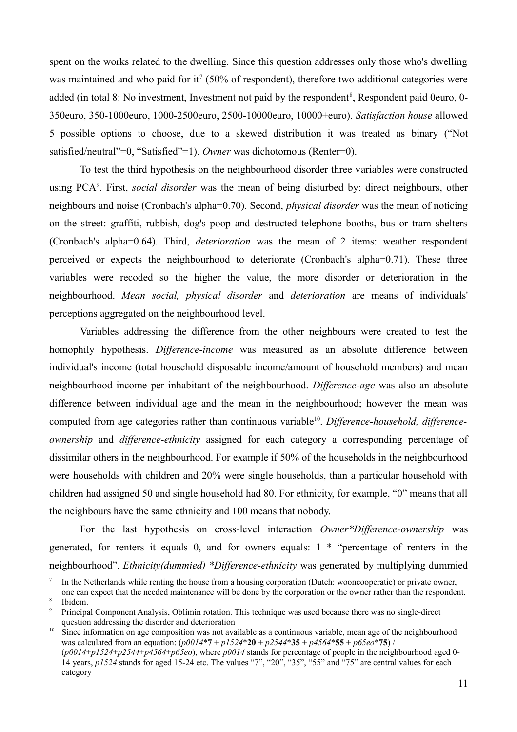spent on the works related to the dwelling. Since this question addresses only those who's dwelling was maintained and who paid for it[7] (50% of respondent), therefore two additional categories were added (in total 8: No investment, Investment not paid by the respondent[8], Respondent paid 0euro, 0-350euro, 350-1000euro, 1000-2500euro, 2500-10000euro, 10000+euro). *Satisfaction house* allowed 5 possible options to choose, due to a skewed distribution it was treated as binary ("Not satisfied/neutral"=0, "Satisfied"=1). *Owner* was dichotomous (Renter=0).

To test the third hypothesis on the neighbourhood disorder three variables were constructed using PCA[9]. First, *social disorder* was the mean of being disturbed by: direct neighbours, other neighbours and noise (Cronbach's alpha=0.70). Second, *physical disorder* was the mean of noticing on the street: graffiti, rubbish, dog's poop and destructed telephone booths, bus or tram shelters (Cronbach's alpha=0.64). Third, *deterioration* was the mean of 2 items: weather respondent perceived or expects the neighbourhood to deteriorate (Cronbach's alpha=0.71). These three variables were recoded so the higher the value, the more disorder or deterioration in the neighbourhood. *Mean social, physical disorder* and *deterioration* are means of individuals' perceptions aggregated on the neighbourhood level.

Variables addressing the difference from the other neighbours were created to test the homophily hypothesis. *Difference-income* was measured as an absolute difference between individual's income (total household disposable income/amount of household members) and mean neighbourhood income per inhabitant of the neighbourhood. *Difference-age* was also an absolute difference between individual age and the mean in the neighbourhood; however the mean was computed from age categories rather than continuous variable[10]. *Difference-household, difference-ownership* and *difference-ethnicity* assigned for each category a corresponding percentage of dissimilar others in the neighbourhood. For example if 50% of the households in the neighbourhood were households with children and 20% were single households, than a particular household with children had assigned 50 and single household had 80. For ethnicity, for example, "0" means that all the neighbours have the same ethnicity and 100 means that nobody.

For the last hypothesis on cross-level interaction *Owner\*Difference-ownership* was generated, for renters it equals 0, and for owners equals: 1 \* "percentage of renters in the neighbourhood". *Ethnicity(dummied) \*Difference-ethnicity* was generated by multiplying dummied

---

[7] In the Netherlands while renting the house from a housing corporation (Dutch: wooncooperatie) or private owner, one can expect that the needed maintenance will be done by the corporation or the owner rather than the respondent.

[8] Ibidem.

[9] Principal Component Analysis, Oblimin rotation. This technique was used because there was no single-direct question addressing the disorder and deterioration

[10] Since information on age composition was not available as a continuous variable, mean age of the neighbourhood was calculated from an equation: (*p0014*\***7** + *p1524*\***20** + *p2544*\***35** + *p4564*\***55** + *p65eo*\***75**) / (*p0014*+*p1524*+*p2544*+*p4564*+*p65eo*), where *p0014* stands for percentage of people in the neighbourhood aged 0-14 years, *p1524* stands for aged 15-24 etc. The values "7", "20", "35", "55" and "75" are central values for each category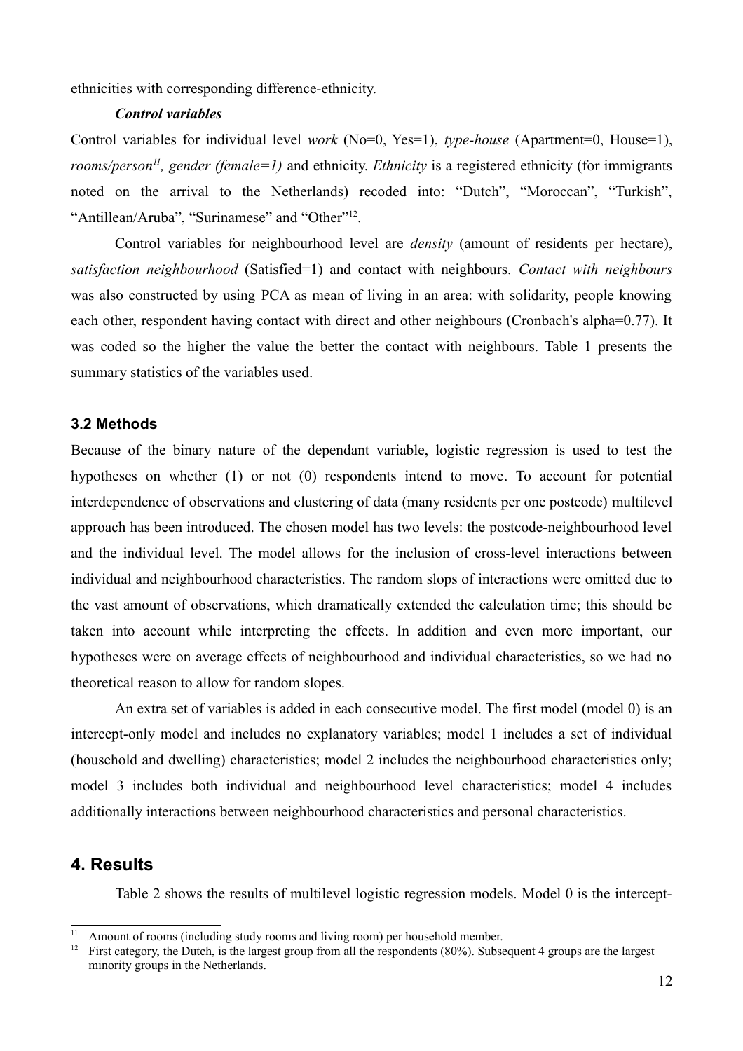ethnicities with corresponding difference-ethnicity.

***Control variables***

Control variables for individual level *work* (No=0, Yes=1), *type-house* (Apartment=0, House=1), *rooms/person*[11]*, gender (female=1)* and ethnicity. *Ethnicity* is a registered ethnicity (for immigrants noted on the arrival to the Netherlands) recoded into: "Dutch", "Moroccan", "Turkish", "Antillean/Aruba", "Surinamese" and "Other"[12].

Control variables for neighbourhood level are *density* (amount of residents per hectare), *satisfaction neighbourhood* (Satisfied=1) and contact with neighbours. *Contact with neighbours* was also constructed by using PCA as mean of living in an area: with solidarity, people knowing each other, respondent having contact with direct and other neighbours (Cronbach's alpha=0.77). It was coded so the higher the value the better the contact with neighbours. Table 1 presents the summary statistics of the variables used.

### 3.2 Methods

Because of the binary nature of the dependant variable, logistic regression is used to test the hypotheses on whether (1) or not (0) respondents intend to move. To account for potential interdependence of observations and clustering of data (many residents per one postcode) multilevel approach has been introduced. The chosen model has two levels: the postcode-neighbourhood level and the individual level. The model allows for the inclusion of cross-level interactions between individual and neighbourhood characteristics. The random slops of interactions were omitted due to the vast amount of observations, which dramatically extended the calculation time; this should be taken into account while interpreting the effects. In addition and even more important, our hypotheses were on average effects of neighbourhood and individual characteristics, so we had no theoretical reason to allow for random slopes.

An extra set of variables is added in each consecutive model. The first model (model 0) is an intercept-only model and includes no explanatory variables; model 1 includes a set of individual (household and dwelling) characteristics; model 2 includes the neighbourhood characteristics only; model 3 includes both individual and neighbourhood level characteristics; model 4 includes additionally interactions between neighbourhood characteristics and personal characteristics.

## 4. Results

Table 2 shows the results of multilevel logistic regression models. Model 0 is the intercept-

[11] Amount of rooms (including study rooms and living room) per household member.

[12] First category, the Dutch, is the largest group from all the respondents (80%). Subsequent 4 groups are the largest minority groups in the Netherlands.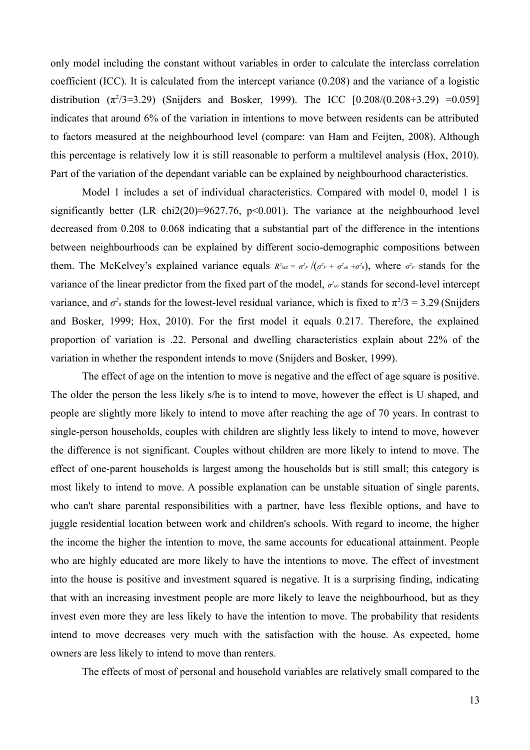only model including the constant without variables in order to calculate the interclass correlation coefficient (ICC). It is calculated from the intercept variance (0.208) and the variance of a logistic distribution ($\pi^2/3=3.29$) (Snijders and Bosker, 1999). The ICC [0.208/(0.208+3.29) =0.059] indicates that around 6% of the variation in intentions to move between residents can be attributed to factors measured at the neighbourhood level (compare: van Ham and Feijten, 2008). Although this percentage is relatively low it is still reasonable to perform a multilevel analysis (Hox, 2010). Part of the variation of the dependant variable can be explained by neighbourhood characteristics.

Model 1 includes a set of individual characteristics. Compared with model 0, model 1 is significantly better (LR chi2(20)=9627.76, $p<0.001$). The variance at the neighbourhood level decreased from 0.208 to 0.068 indicating that a substantial part of the difference in the intentions between neighbourhoods can be explained by different socio-demographic compositions between them. The McKelvey's explained variance equals $R^2_{MZ} = \sigma^2_F / (\sigma^2_F + \sigma^2_{u0} + \sigma^2_R)$, where $\sigma^2_F$ stands for the variance of the linear predictor from the fixed part of the model, $\sigma^2_{u0}$ stands for second-level intercept variance, and $\sigma^2_R$ stands for the lowest-level residual variance, which is fixed to $\pi^2/3 = 3.29$ (Snijders and Bosker, 1999; Hox, 2010). For the first model it equals 0.217. Therefore, the explained proportion of variation is .22. Personal and dwelling characteristics explain about 22% of the variation in whether the respondent intends to move (Snijders and Bosker, 1999).

The effect of age on the intention to move is negative and the effect of age square is positive. The older the person the less likely s/he is to intend to move, however the effect is U shaped, and people are slightly more likely to intend to move after reaching the age of 70 years. In contrast to single-person households, couples with children are slightly less likely to intend to move, however the difference is not significant. Couples without children are more likely to intend to move. The effect of one-parent households is largest among the households but is still small; this category is most likely to intend to move. A possible explanation can be unstable situation of single parents, who can't share parental responsibilities with a partner, have less flexible options, and have to juggle residential location between work and children's schools. With regard to income, the higher the income the higher the intention to move, the same accounts for educational attainment. People who are highly educated are more likely to have the intentions to move. The effect of investment into the house is positive and investment squared is negative. It is a surprising finding, indicating that with an increasing investment people are more likely to leave the neighbourhood, but as they invest even more they are less likely to have the intention to move. The probability that residents intend to move decreases very much with the satisfaction with the house. As expected, home owners are less likely to intend to move than renters.

The effects of most of personal and household variables are relatively small compared to the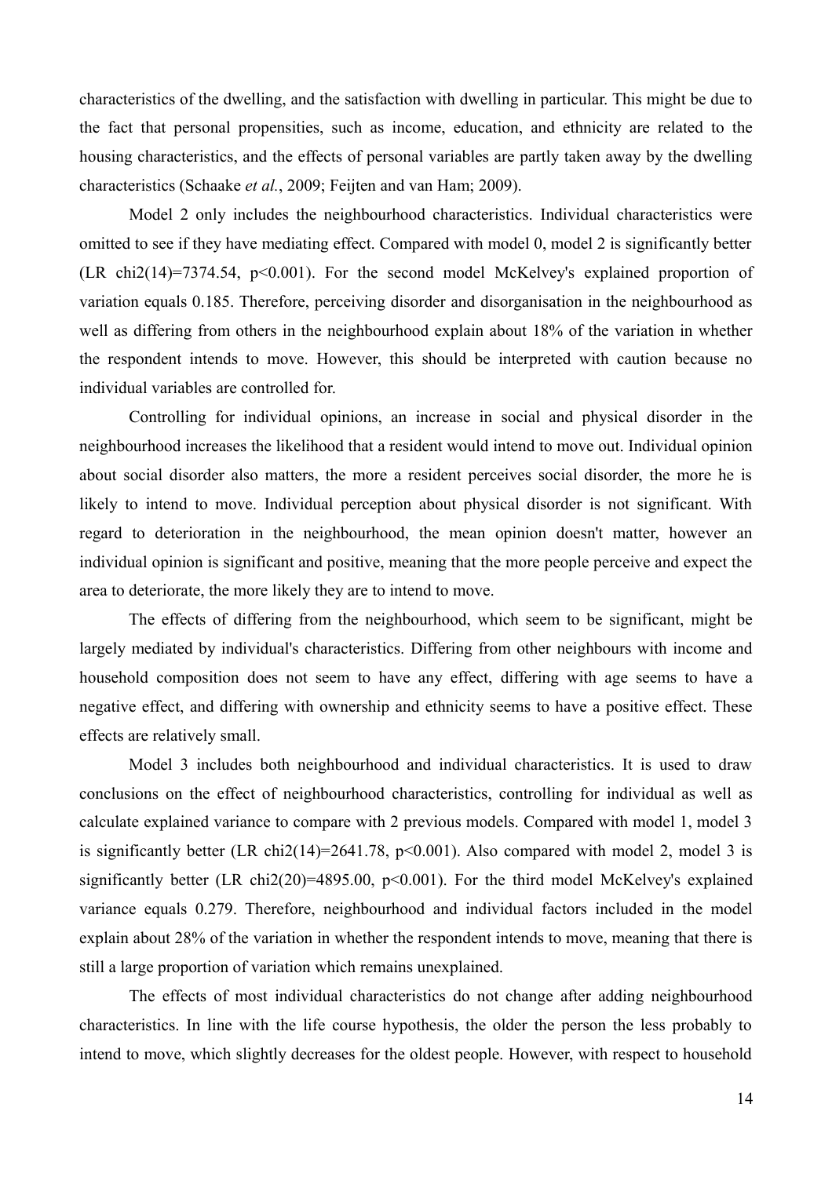characteristics of the dwelling, and the satisfaction with dwelling in particular. This might be due to the fact that personal propensities, such as income, education, and ethnicity are related to the housing characteristics, and the effects of personal variables are partly taken away by the dwelling characteristics (Schaake *et al.*, 2009; Feijten and van Ham; 2009).

Model 2 only includes the neighbourhood characteristics. Individual characteristics were omitted to see if they have mediating effect. Compared with model 0, model 2 is significantly better (LR chi2(14)=7374.54, $p<0.001$). For the second model McKelvey's explained proportion of variation equals 0.185. Therefore, perceiving disorder and disorganisation in the neighbourhood as well as differing from others in the neighbourhood explain about 18% of the variation in whether the respondent intends to move. However, this should be interpreted with caution because no individual variables are controlled for.

Controlling for individual opinions, an increase in social and physical disorder in the neighbourhood increases the likelihood that a resident would intend to move out. Individual opinion about social disorder also matters, the more a resident perceives social disorder, the more he is likely to intend to move. Individual perception about physical disorder is not significant. With regard to deterioration in the neighbourhood, the mean opinion doesn't matter, however an individual opinion is significant and positive, meaning that the more people perceive and expect the area to deteriorate, the more likely they are to intend to move.

The effects of differing from the neighbourhood, which seem to be significant, might be largely mediated by individual's characteristics. Differing from other neighbours with income and household composition does not seem to have any effect, differing with age seems to have a negative effect, and differing with ownership and ethnicity seems to have a positive effect. These effects are relatively small.

Model 3 includes both neighbourhood and individual characteristics. It is used to draw conclusions on the effect of neighbourhood characteristics, controlling for individual as well as calculate explained variance to compare with 2 previous models. Compared with model 1, model 3 is significantly better (LR chi2(14)=2641.78, $p<0.001$). Also compared with model 2, model 3 is significantly better (LR chi2(20)=4895.00, $p<0.001$). For the third model McKelvey's explained variance equals 0.279. Therefore, neighbourhood and individual factors included in the model explain about 28% of the variation in whether the respondent intends to move, meaning that there is still a large proportion of variation which remains unexplained.

The effects of most individual characteristics do not change after adding neighbourhood characteristics. In line with the life course hypothesis, the older the person the less probably to intend to move, which slightly decreases for the oldest people. However, with respect to household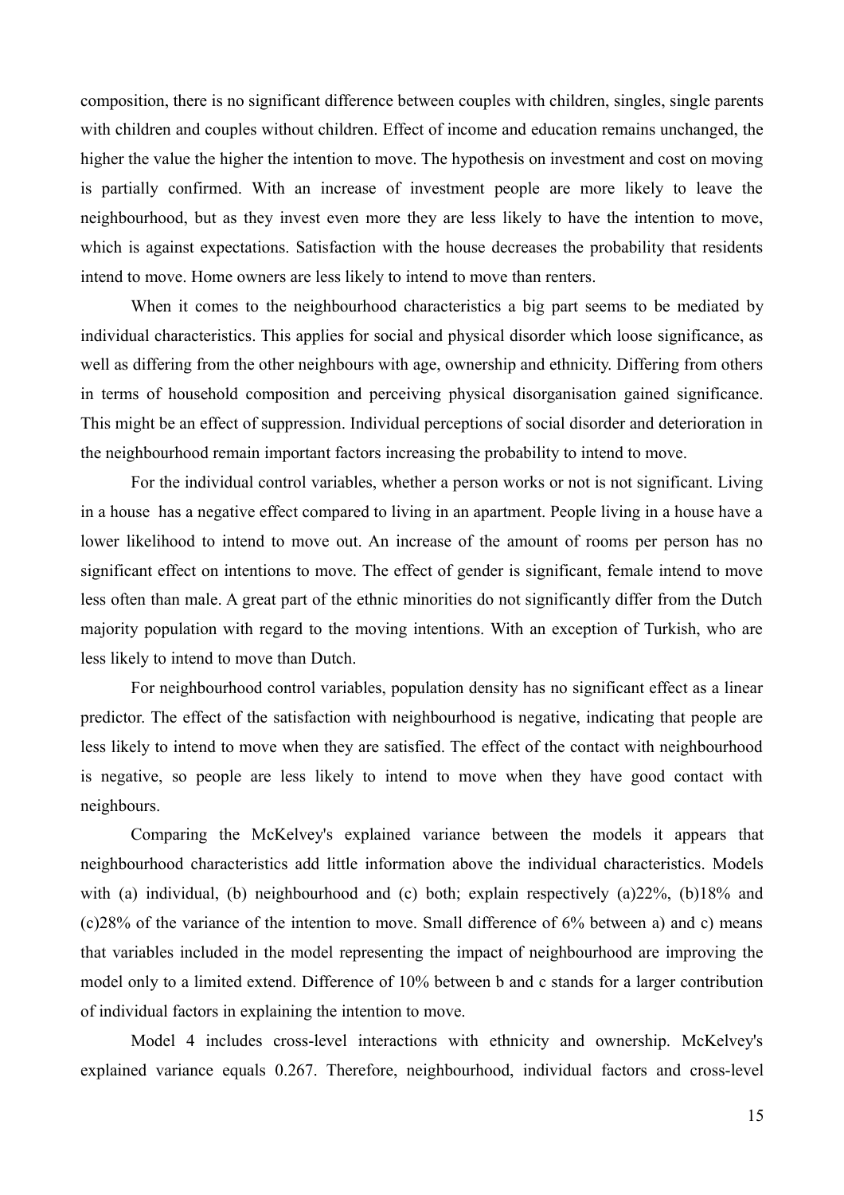composition, there is no significant difference between couples with children, singles, single parents with children and couples without children. Effect of income and education remains unchanged, the higher the value the higher the intention to move. The hypothesis on investment and cost on moving is partially confirmed. With an increase of investment people are more likely to leave the neighbourhood, but as they invest even more they are less likely to have the intention to move, which is against expectations. Satisfaction with the house decreases the probability that residents intend to move. Home owners are less likely to intend to move than renters.

When it comes to the neighbourhood characteristics a big part seems to be mediated by individual characteristics. This applies for social and physical disorder which loose significance, as well as differing from the other neighbours with age, ownership and ethnicity. Differing from others in terms of household composition and perceiving physical disorganisation gained significance. This might be an effect of suppression. Individual perceptions of social disorder and deterioration in the neighbourhood remain important factors increasing the probability to intend to move.

For the individual control variables, whether a person works or not is not significant. Living in a house has a negative effect compared to living in an apartment. People living in a house have a lower likelihood to intend to move out. An increase of the amount of rooms per person has no significant effect on intentions to move. The effect of gender is significant, female intend to move less often than male. A great part of the ethnic minorities do not significantly differ from the Dutch majority population with regard to the moving intentions. With an exception of Turkish, who are less likely to intend to move than Dutch.

For neighbourhood control variables, population density has no significant effect as a linear predictor. The effect of the satisfaction with neighbourhood is negative, indicating that people are less likely to intend to move when they are satisfied. The effect of the contact with neighbourhood is negative, so people are less likely to intend to move when they have good contact with neighbours.

Comparing the McKelvey's explained variance between the models it appears that neighbourhood characteristics add little information above the individual characteristics. Models with (a) individual, (b) neighbourhood and (c) both; explain respectively (a)22%, (b)18% and (c)28% of the variance of the intention to move. Small difference of 6% between a) and c) means that variables included in the model representing the impact of neighbourhood are improving the model only to a limited extend. Difference of 10% between b and c stands for a larger contribution of individual factors in explaining the intention to move.

Model 4 includes cross-level interactions with ethnicity and ownership. McKelvey's explained variance equals 0.267. Therefore, neighbourhood, individual factors and cross-level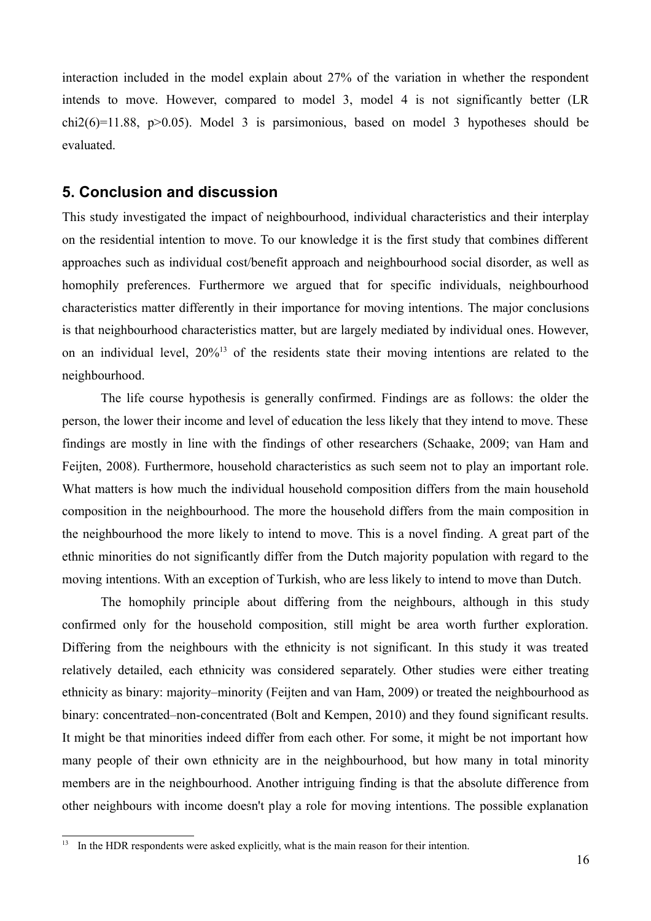interaction included in the model explain about 27% of the variation in whether the respondent intends to move. However, compared to model 3, model 4 is not significantly better (LR chi2(6)=11.88, $p>0.05$). Model 3 is parsimonious, based on model 3 hypotheses should be evaluated.

## 5. Conclusion and discussion

This study investigated the impact of neighbourhood, individual characteristics and their interplay on the residential intention to move. To our knowledge it is the first study that combines different approaches such as individual cost/benefit approach and neighbourhood social disorder, as well as homophily preferences. Furthermore we argued that for specific individuals, neighbourhood characteristics matter differently in their importance for moving intentions. The major conclusions is that neighbourhood characteristics matter, but are largely mediated by individual ones. However, on an individual level, 20%[13] of the residents state their moving intentions are related to the neighbourhood.

The life course hypothesis is generally confirmed. Findings are as follows: the older the person, the lower their income and level of education the less likely that they intend to move. These findings are mostly in line with the findings of other researchers (Schaake, 2009; van Ham and Feijten, 2008). Furthermore, household characteristics as such seem not to play an important role. What matters is how much the individual household composition differs from the main household composition in the neighbourhood. The more the household differs from the main composition in the neighbourhood the more likely to intend to move. This is a novel finding. A great part of the ethnic minorities do not significantly differ from the Dutch majority population with regard to the moving intentions. With an exception of Turkish, who are less likely to intend to move than Dutch.

The homophily principle about differing from the neighbours, although in this study confirmed only for the household composition, still might be area worth further exploration. Differing from the neighbours with the ethnicity is not significant. In this study it was treated relatively detailed, each ethnicity was considered separately. Other studies were either treating ethnicity as binary: majority–minority (Feijten and van Ham, 2009) or treated the neighbourhood as binary: concentrated–non-concentrated (Bolt and Kempen, 2010) and they found significant results. It might be that minorities indeed differ from each other. For some, it might be not important how many people of their own ethnicity are in the neighbourhood, but how many in total minority members are in the neighbourhood. Another intriguing finding is that the absolute difference from other neighbours with income doesn't play a role for moving intentions. The possible explanation

[13] In the HDR respondents were asked explicitly, what is the main reason for their intention.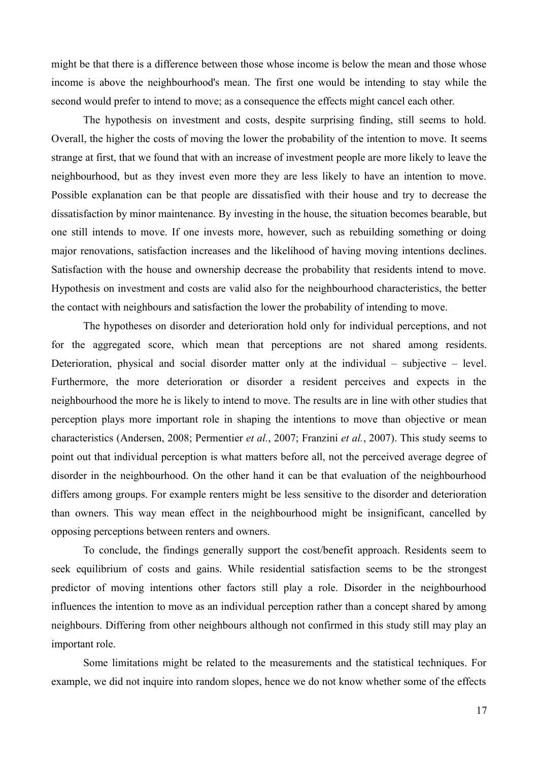might be that there is a difference between those whose income is below the mean and those whose income is above the neighbourhood's mean. The first one would be intending to stay while the second would prefer to intend to move; as a consequence the effects might cancel each other.

The hypothesis on investment and costs, despite surprising finding, still seems to hold. Overall, the higher the costs of moving the lower the probability of the intention to move. It seems strange at first, that we found that with an increase of investment people are more likely to leave the neighbourhood, but as they invest even more they are less likely to have an intention to move. Possible explanation can be that people are dissatisfied with their house and try to decrease the dissatisfaction by minor maintenance. By investing in the house, the situation becomes bearable, but one still intends to move. If one invests more, however, such as rebuilding something or doing major renovations, satisfaction increases and the likelihood of having moving intentions declines. Satisfaction with the house and ownership decrease the probability that residents intend to move. Hypothesis on investment and costs are valid also for the neighbourhood characteristics, the better the contact with neighbours and satisfaction the lower the probability of intending to move.

The hypotheses on disorder and deterioration hold only for individual perceptions, and not for the aggregated score, which mean that perceptions are not shared among residents. Deterioration, physical and social disorder matter only at the individual – subjective – level. Furthermore, the more deterioration or disorder a resident perceives and expects in the neighbourhood the more he is likely to intend to move. The results are in line with other studies that perception plays more important role in shaping the intentions to move than objective or mean characteristics (Andersen, 2008; Permentier *et al.*, 2007; Franzini *et al.*, 2007). This study seems to point out that individual perception is what matters before all, not the perceived average degree of disorder in the neighbourhood. On the other hand it can be that evaluation of the neighbourhood differs among groups. For example renters might be less sensitive to the disorder and deterioration than owners. This way mean effect in the neighbourhood might be insignificant, cancelled by opposing perceptions between renters and owners.

To conclude, the findings generally support the cost/benefit approach. Residents seem to seek equilibrium of costs and gains. While residential satisfaction seems to be the strongest predictor of moving intentions other factors still play a role. Disorder in the neighbourhood influences the intention to move as an individual perception rather than a concept shared by among neighbours. Differing from other neighbours although not confirmed in this study still may play an important role.

Some limitations might be related to the measurements and the statistical techniques. For example, we did not inquire into random slopes, hence we do not know whether some of the effects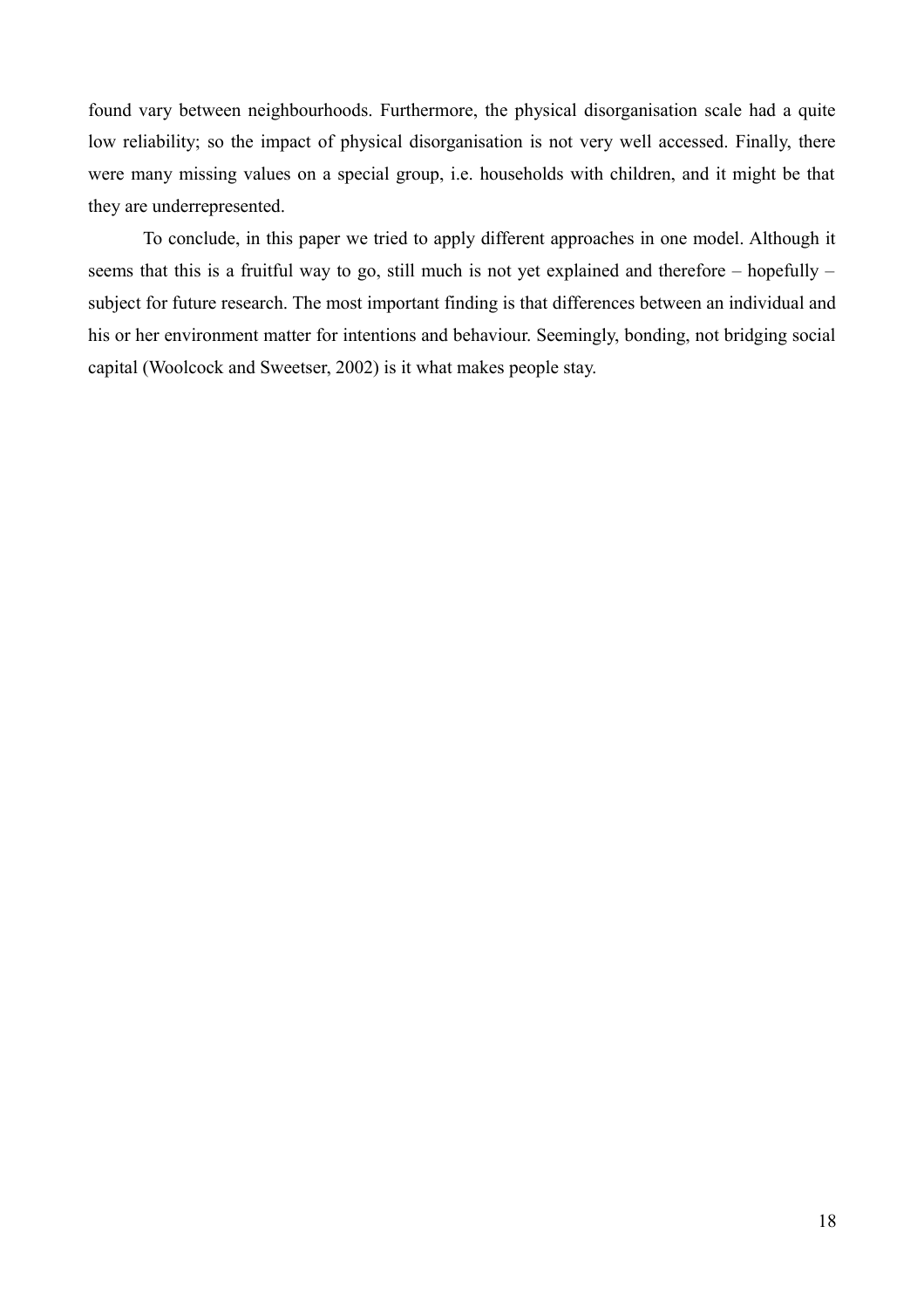found vary between neighbourhoods. Furthermore, the physical disorganisation scale had a quite low reliability; so the impact of physical disorganisation is not very well accessed. Finally, there were many missing values on a special group, i.e. households with children, and it might be that they are underrepresented.

To conclude, in this paper we tried to apply different approaches in one model. Although it seems that this is a fruitful way to go, still much is not yet explained and therefore – hopefully – subject for future research. The most important finding is that differences between an individual and his or her environment matter for intentions and behaviour. Seemingly, bonding, not bridging social capital (Woolcock and Sweetser, 2002) is it what makes people stay.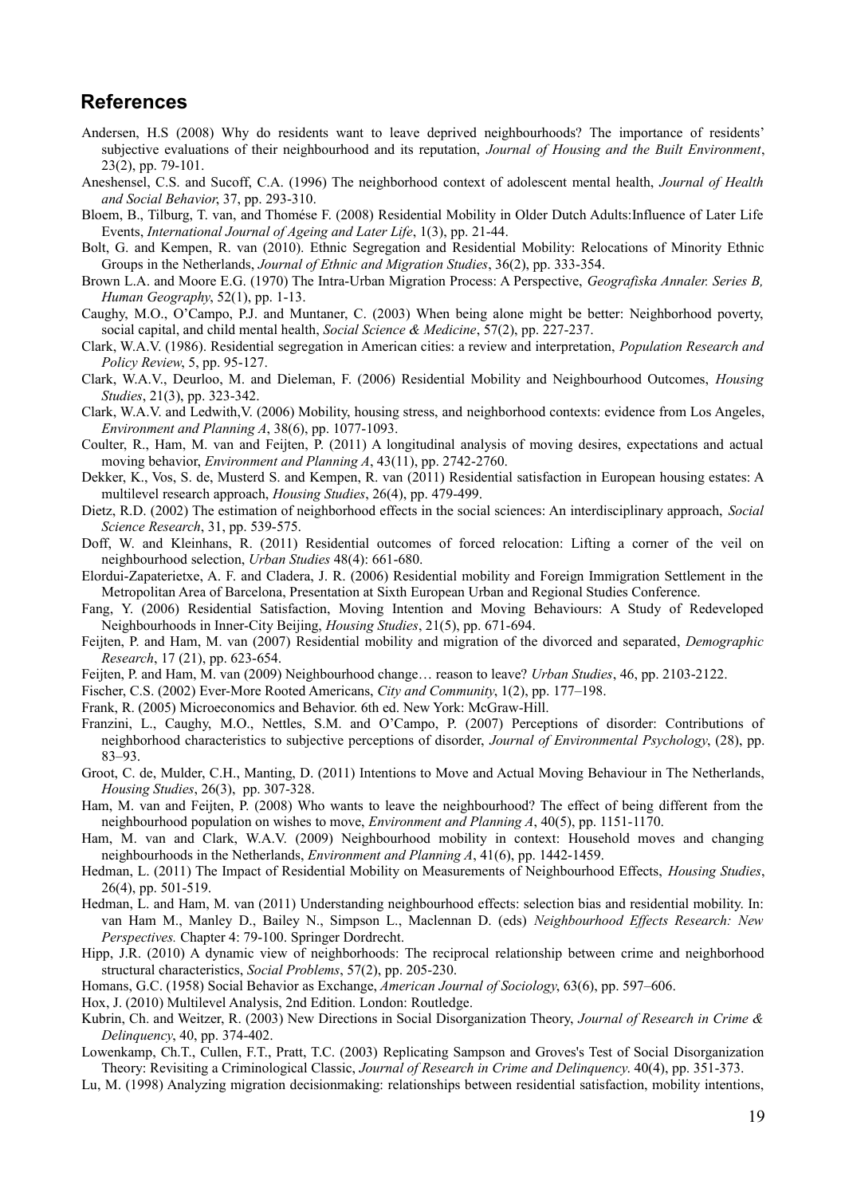## References

Andersen, H.S (2008) Why do residents want to leave deprived neighbourhoods? The importance of residents' subjective evaluations of their neighbourhood and its reputation, *Journal of Housing and the Built Environment*, 23(2), pp. 79-101.

Aneshensel, C.S. and Sucoff, C.A. (1996) The neighborhood context of adolescent mental health, *Journal of Health and Social Behavior*, 37, pp. 293-310.

Bloem, B., Tilburg, T. van, and Thomése F. (2008) Residential Mobility in Older Dutch Adults:Influence of Later Life Events, *International Journal of Ageing and Later Life*, 1(3), pp. 21-44.

Bolt, G. and Kempen, R. van (2010). Ethnic Segregation and Residential Mobility: Relocations of Minority Ethnic Groups in the Netherlands, *Journal of Ethnic and Migration Studies*, 36(2), pp. 333-354.

Brown L.A. and Moore E.G. (1970) The Intra-Urban Migration Process: A Perspective, *Geografiska Annaler. Series B, Human Geography*, 52(1), pp. 1-13.

Caughy, M.O., O'Campo, P.J. and Muntaner, C. (2003) When being alone might be better: Neighborhood poverty, social capital, and child mental health, *Social Science & Medicine*, 57(2), pp. 227-237.

Clark, W.A.V. (1986). Residential segregation in American cities: a review and interpretation, *Population Research and Policy Review*, 5, pp. 95-127.

Clark, W.A.V., Deurloo, M. and Dieleman, F. (2006) Residential Mobility and Neighbourhood Outcomes, *Housing Studies*, 21(3), pp. 323-342.

Clark, W.A.V. and Ledwith,V. (2006) Mobility, housing stress, and neighborhood contexts: evidence from Los Angeles, *Environment and Planning A*, 38(6), pp. 1077-1093.

Coulter, R., Ham, M. van and Feijten, P. (2011) A longitudinal analysis of moving desires, expectations and actual moving behavior, *Environment and Planning A*, 43(11), pp. 2742-2760.

Dekker, K., Vos, S. de, Musterd S. and Kempen, R. van (2011) Residential satisfaction in European housing estates: A multilevel research approach, *Housing Studies*, 26(4), pp. 479-499.

Dietz, R.D. (2002) The estimation of neighborhood effects in the social sciences: An interdisciplinary approach, *Social Science Research*, 31, pp. 539-575.

Doff, W. and Kleinhans, R. (2011) Residential outcomes of forced relocation: Lifting a corner of the veil on neighbourhood selection, *Urban Studies* 48(4): 661-680.

Elordui-Zapaterietxe, A. F. and Cladera, J. R. (2006) Residential mobility and Foreign Immigration Settlement in the Metropolitan Area of Barcelona, Presentation at Sixth European Urban and Regional Studies Conference.

Fang, Y. (2006) Residential Satisfaction, Moving Intention and Moving Behaviours: A Study of Redeveloped Neighbourhoods in Inner-City Beijing, *Housing Studies*, 21(5), pp. 671-694.

Feijten, P. and Ham, M. van (2007) Residential mobility and migration of the divorced and separated, *Demographic Research*, 17 (21), pp. 623-654.

Feijten, P. and Ham, M. van (2009) Neighbourhood change… reason to leave? *Urban Studies*, 46, pp. 2103-2122.

Fischer, C.S. (2002) Ever-More Rooted Americans, *City and Community*, 1(2), pp. 177–198.

Frank, R. (2005) Microeconomics and Behavior. 6th ed. New York: McGraw-Hill.

Franzini, L., Caughy, M.O., Nettles, S.M. and O'Campo, P. (2007) Perceptions of disorder: Contributions of neighborhood characteristics to subjective perceptions of disorder, *Journal of Environmental Psychology*, (28), pp. 83–93.

Groot, C. de, Mulder, C.H., Manting, D. (2011) Intentions to Move and Actual Moving Behaviour in The Netherlands, *Housing Studies*, 26(3), pp. 307-328.

Ham, M. van and Feijten, P. (2008) Who wants to leave the neighbourhood? The effect of being different from the neighbourhood population on wishes to move, *Environment and Planning A*, 40(5), pp. 1151-1170.

Ham, M. van and Clark, W.A.V. (2009) Neighbourhood mobility in context: Household moves and changing neighbourhoods in the Netherlands, *Environment and Planning A*, 41(6), pp. 1442-1459.

Hedman, L. (2011) The Impact of Residential Mobility on Measurements of Neighbourhood Effects, *Housing Studies*, 26(4), pp. 501-519.

Hedman, L. and Ham, M. van (2011) Understanding neighbourhood effects: selection bias and residential mobility. In: van Ham M., Manley D., Bailey N., Simpson L., Maclennan D. (eds) *Neighbourhood Effects Research: New Perspectives.* Chapter 4: 79-100. Springer Dordrecht.

Hipp, J.R. (2010) A dynamic view of neighborhoods: The reciprocal relationship between crime and neighborhood structural characteristics, *Social Problems*, 57(2), pp. 205-230.

Homans, G.C. (1958) Social Behavior as Exchange, *American Journal of Sociology*, 63(6), pp. 597–606.

Hox, J. (2010) Multilevel Analysis, 2nd Edition. London: Routledge.

Kubrin, Ch. and Weitzer, R. (2003) New Directions in Social Disorganization Theory, *Journal of Research in Crime & Delinquency*, 40, pp. 374-402.

Lowenkamp, Ch.T., Cullen, F.T., Pratt, T.C. (2003) Replicating Sampson and Groves's Test of Social Disorganization Theory: Revisiting a Criminological Classic, *Journal of Research in Crime and Delinquency.* 40(4), pp. 351-373.

Lu, M. (1998) Analyzing migration decisionmaking: relationships between residential satisfaction, mobility intentions,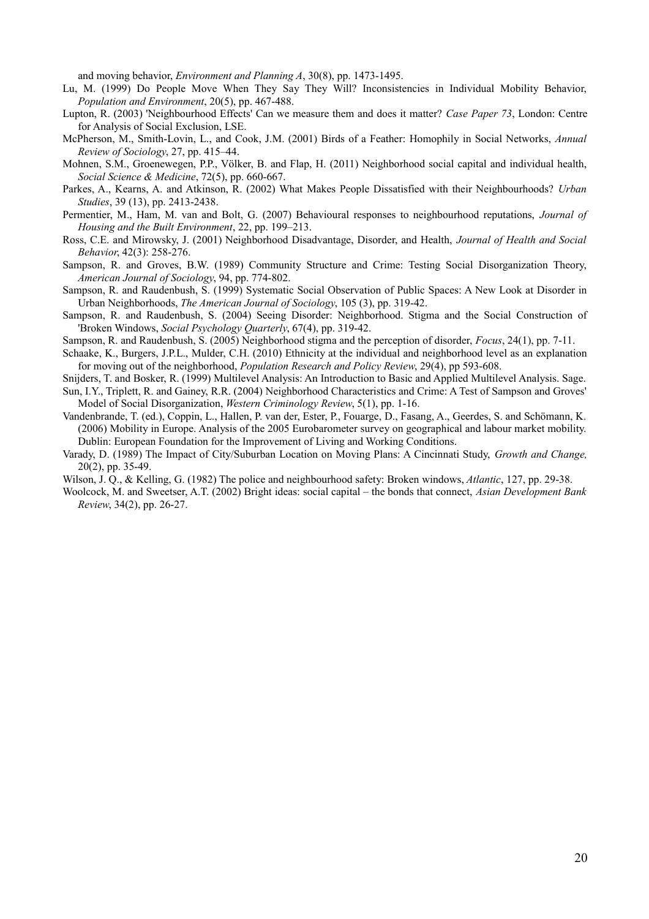and moving behavior, *Environment and Planning A*, 30(8), pp. 1473-1495.

Lu, M. (1999) Do People Move When They Say They Will? Inconsistencies in Individual Mobility Behavior, *Population and Environment*, 20(5), pp. 467-488.

Lupton, R. (2003) 'Neighbourhood Effects' Can we measure them and does it matter? *Case Paper 73*, London: Centre for Analysis of Social Exclusion, LSE.

McPherson, M., Smith-Lovin, L., and Cook, J.M. (2001) Birds of a Feather: Homophily in Social Networks, *Annual Review of Sociology*, 27, pp. 415–44.

Mohnen, S.M., Groenewegen, P.P., Völker, B. and Flap, H. (2011) Neighborhood social capital and individual health, *Social Science & Medicine*, 72(5), pp. 660-667.

Parkes, A., Kearns, A. and Atkinson, R. (2002) What Makes People Dissatisfied with their Neighbourhoods? *Urban Studies*, 39 (13), pp. 2413-2438.

Permentier, M., Ham, M. van and Bolt, G. (2007) Behavioural responses to neighbourhood reputations, *Journal of Housing and the Built Environment*, 22, pp. 199–213.

Ross, C.E. and Mirowsky, J. (2001) Neighborhood Disadvantage, Disorder, and Health, *Journal of Health and Social Behavior*, 42(3): 258-276.

Sampson, R. and Groves, B.W. (1989) Community Structure and Crime: Testing Social Disorganization Theory, *American Journal of Sociology*, 94, pp. 774-802.

Sampson, R. and Raudenbush, S. (1999) Systematic Social Observation of Public Spaces: A New Look at Disorder in Urban Neighborhoods, *The American Journal of Sociology*, 105 (3), pp. 319-42.

Sampson, R. and Raudenbush, S. (2004) Seeing Disorder: Neighborhood. Stigma and the Social Construction of 'Broken Windows, *Social Psychology Quarterly*, 67(4), pp. 319-42.

Sampson, R. and Raudenbush, S. (2005) Neighborhood stigma and the perception of disorder, *Focus*, 24(1), pp. 7-11.

Schaake, K., Burgers, J.P.L., Mulder, C.H. (2010) Ethnicity at the individual and neighborhood level as an explanation for moving out of the neighborhood, *Population Research and Policy Review*, 29(4), pp 593-608.

Snijders, T. and Bosker, R. (1999) Multilevel Analysis: An Introduction to Basic and Applied Multilevel Analysis. Sage.

Sun, I.Y., Triplett, R. and Gainey, R.R. (2004) Neighborhood Characteristics and Crime: A Test of Sampson and Groves' Model of Social Disorganization, *Western Criminology Review*, 5(1), pp. 1-16.

Vandenbrande, T. (ed.), Coppin, L., Hallen, P. van der, Ester, P., Fouarge, D., Fasang, A., Geerdes, S. and Schömann, K. (2006) Mobility in Europe. Analysis of the 2005 Eurobarometer survey on geographical and labour market mobility. Dublin: European Foundation for the Improvement of Living and Working Conditions.

Varady, D. (1989) The Impact of City/Suburban Location on Moving Plans: A Cincinnati Study, *Growth and Change,* 20(2), pp. 35-49.

Wilson, J. Q., & Kelling, G. (1982) The police and neighbourhood safety: Broken windows, *Atlantic*, 127, pp. 29-38.

Woolcock, M. and Sweetser, A.T. (2002) Bright ideas: social capital – the bonds that connect, *Asian Development Bank Review*, 34(2), pp. 26-27.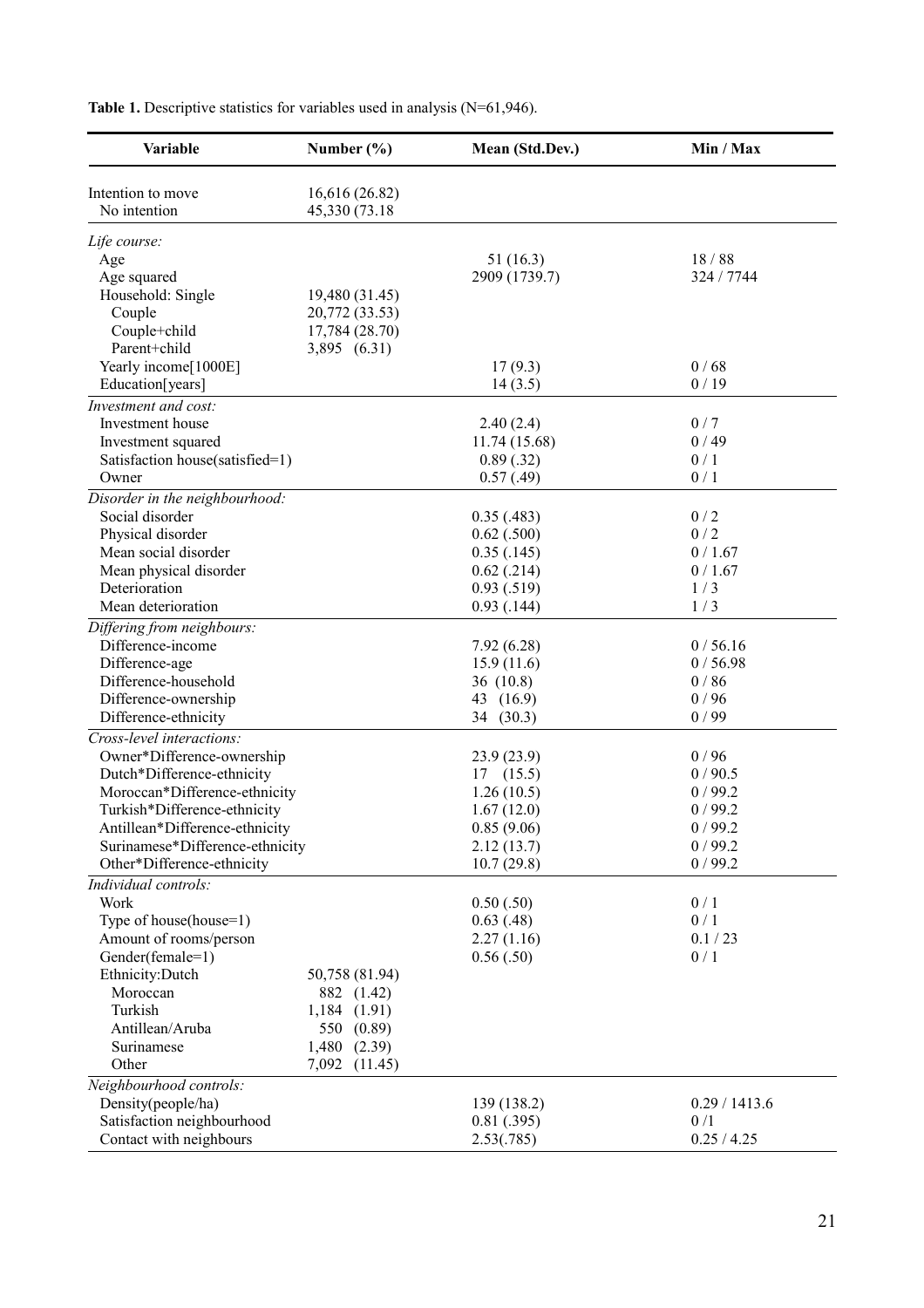**Table 1.** Descriptive statistics for variables used in analysis (N=61,946).

| Variable | Number (%) | Mean (Std.Dev.) | Min / Max |
|---|---|---|---|
| Intention to move | 16,616 (26.82) | | |
| No intention | 45,330 (73.18 | | |
| *Life course:* | | | |
| Age | | 51 (16.3) | 18 / 88 |
| Age squared | | 2909 (1739.7) | 324 / 7744 |
| Household: Single | 19,480 (31.45) | | |
| Couple | 20,772 (33.53) | | |
| Couple+child | 17,784 (28.70) | | |
| Parent+child | 3,895 (6.31) | | |
| Yearly income[1000E] | | 17 (9.3) | 0 / 68 |
| Education[years] | | 14 (3.5) | 0 / 19 |
| *Investment and cost:* | | | |
| Investment house | | 2.40 (2.4) | 0 / 7 |
| Investment squared | | 11.74 (15.68) | 0 / 49 |
| Satisfaction house(satisfied=1) | | 0.89 (.32) | 0 / 1 |
| Owner | | 0.57 (.49) | 0 / 1 |
| *Disorder in the neighbourhood:* | | | |
| Social disorder | | 0.35 (.483) | 0 / 2 |
| Physical disorder | | 0.62 (.500) | 0 / 2 |
| Mean social disorder | | 0.35 (.145) | 0 / 1.67 |
| Mean physical disorder | | 0.62 (.214) | 0 / 1.67 |
| Deterioration | | 0.93 (.519) | 1 / 3 |
| Mean deterioration | | 0.93 (.144) | 1 / 3 |
| *Differing from neighbours:* | | | |
| Difference-income | | 7.92 (6.28) | 0 / 56.16 |
| Difference-age | | 15.9 (11.6) | 0 / 56.98 |
| Difference-household | | 36 (10.8) | 0 / 86 |
| Difference-ownership | | 43 (16.9) | 0 / 96 |
| Difference-ethnicity | | 34 (30.3) | 0 / 99 |
| *Cross-level interactions:* | | | |
| Owner*Difference-ownership | | 23.9 (23.9) | 0 / 96 |
| Dutch*Difference-ethnicity | | 17 (15.5) | 0 / 90.5 |
| Moroccan*Difference-ethnicity | | 1.26 (10.5) | 0 / 99.2 |
| Turkish*Difference-ethnicity | | 1.67 (12.0) | 0 / 99.2 |
| Antillean*Difference-ethnicity | | 0.85 (9.06) | 0 / 99.2 |
| Surinamese*Difference-ethnicity | | 2.12 (13.7) | 0 / 99.2 |
| Other*Difference-ethnicity | | 10.7 (29.8) | 0 / 99.2 |
| *Individual controls:* | | | |
| Work | | 0.50 (.50) | 0 / 1 |
| Type of house(house=1) | | 0.63 (.48) | 0 / 1 |
| Amount of rooms/person | | 2.27 (1.16) | 0.1 / 23 |
| Gender(female=1) | | 0.56 (.50) | 0 / 1 |
| Ethnicity:Dutch | 50,758 (81.94) | | |
| Moroccan | 882 (1.42) | | |
| Turkish | 1,184 (1.91) | | |
| Antillean/Aruba | 550 (0.89) | | |
| Surinamese | 1,480 (2.39) | | |
| Other | 7,092 (11.45) | | |
| *Neighbourhood controls:* | | | |
| Density(people/ha) | | 139 (138.2) | 0.29 / 1413.6 |
| Satisfaction neighbourhood | | 0.81 (.395) | 0 /1 |
| Contact with neighbours | | 2.53(.785) | 0.25 / 4.25 |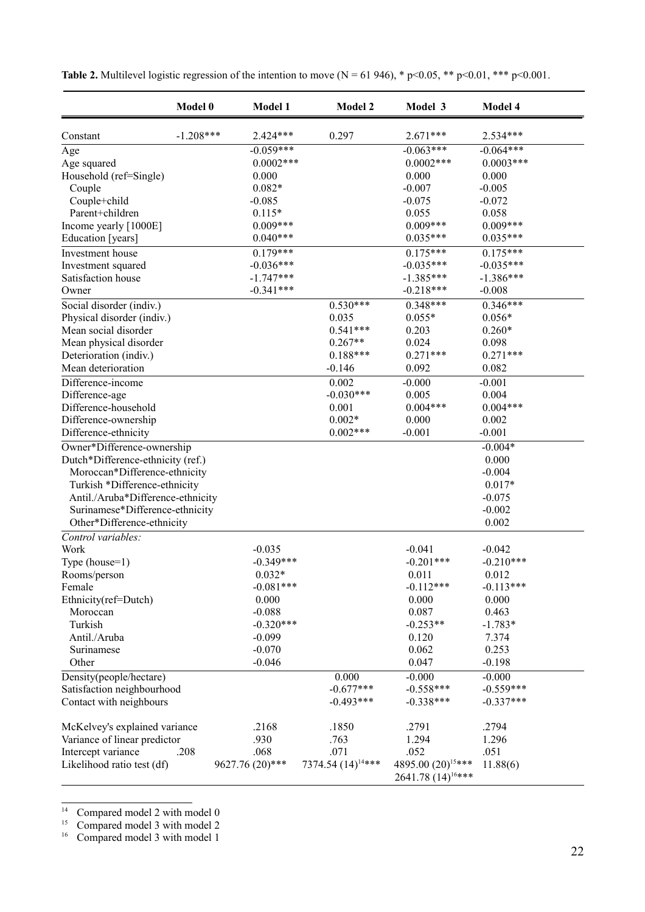**Table 2.** Multilevel logistic regression of the intention to move (N = 61 946), * p<0.05, ** p<0.01, *** p<0.001.

| | Model 0 | Model 1 | Model 2 | Model 3 | Model 4 |
|---|---|---|---|---|---|
| Constant | -1.208*** | 2.424*** | 0.297 | 2.671*** | 2.534*** |
| Age | | -0.059*** | | -0.063*** | -0.064*** |
| Age squared | | 0.0002*** | | 0.0002*** | 0.0003*** |
| Household (ref=Single) | | 0.000 | | 0.000 | 0.000 |
| Couple | | 0.082* | | -0.007 | -0.005 |
| Couple+child | | -0.085 | | -0.075 | -0.072 |
| Parent+children | | 0.115* | | 0.055 | 0.058 |
| Income yearly [1000E] | | 0.009*** | | 0.009*** | 0.009*** |
| Education [years] | | 0.040*** | | 0.035*** | 0.035*** |
| Investment house | | 0.179*** | | 0.175*** | 0.175*** |
| Investment squared | | -0.036*** | | -0.035*** | -0.035*** |
| Satisfaction house | | -1.747*** | | -1.385*** | -1.386*** |
| Owner | | -0.341*** | | -0.218*** | -0.008 |
| Social disorder (indiv.) | | | 0.530*** | 0.348*** | 0.346*** |
| Physical disorder (indiv.) | | | 0.035 | 0.055* | 0.056* |
| Mean social disorder | | | 0.541*** | 0.203 | 0.260* |
| Mean physical disorder | | | 0.267** | 0.024 | 0.098 |
| Deterioration (indiv.) | | | 0.188*** | 0.271*** | 0.271*** |
| Mean deterioration | | | -0.146 | 0.092 | 0.082 |
| Difference-income | | | 0.002 | -0.000 | -0.001 |
| Difference-age | | | -0.030*** | 0.005 | 0.004 |
| Difference-household | | | 0.001 | 0.004*** | 0.004*** |
| Difference-ownership | | | 0.002* | 0.000 | 0.002 |
| Difference-ethnicity | | | 0.002*** | -0.001 | -0.001 |
| Owner*Difference-ownership | | | | | -0.004* |
| Dutch*Difference-ethnicity (ref.) | | | | | 0.000 |
| Moroccan*Difference-ethnicity | | | | | -0.004 |
| Turkish *Difference-ethnicity | | | | | 0.017* |
| Antil./Aruba*Difference-ethnicity | | | | | -0.075 |
| Surinamese*Difference-ethnicity | | | | | -0.002 |
| Other*Difference-ethnicity | | | | | 0.002 |
| *Control variables:* | | | | | |
| Work | | -0.035 | | -0.041 | -0.042 |
| Type (house=1) | | -0.349*** | | -0.201*** | -0.210*** |
| Rooms/person | | 0.032* | | 0.011 | 0.012 |
| Female | | -0.081*** | | -0.112*** | -0.113*** |
| Ethnicity(ref=Dutch) | | 0.000 | | 0.000 | 0.000 |
| Moroccan | | -0.088 | | 0.087 | 0.463 |
| Turkish | | -0.320*** | | -0.253** | -1.783* |
| Antil./Aruba | | -0.099 | | 0.120 | 7.374 |
| Surinamese | | -0.070 | | 0.062 | 0.253 |
| Other | | -0.046 | | 0.047 | -0.198 |
| Density(people/hectare) | | | 0.000 | -0.000 | -0.000 |
| Satisfaction neighbourhood | | | -0.677*** | -0.558*** | -0.559*** |
| Contact with neighbours | | | -0.493*** | -0.338*** | -0.337*** |
| McKelvey's explained variance | | .2168 | .1850 | .2791 | .2794 |
| Variance of linear predictor | | .930 | .763 | 1.294 | 1.296 |
| Intercept variance | .208 | .068 | .071 | .052 | .051 |
| Likelihood ratio test (df) | | 9627.76 (20)*** | 7374.54 (14)[14]*** | 4895.00 (20)[15]*** 2641.78 (14)[16]*** | 11.88(6) |

[14] Compared model 2 with model 0

[15] Compared model 3 with model 2

[16] Compared model 3 with model 1